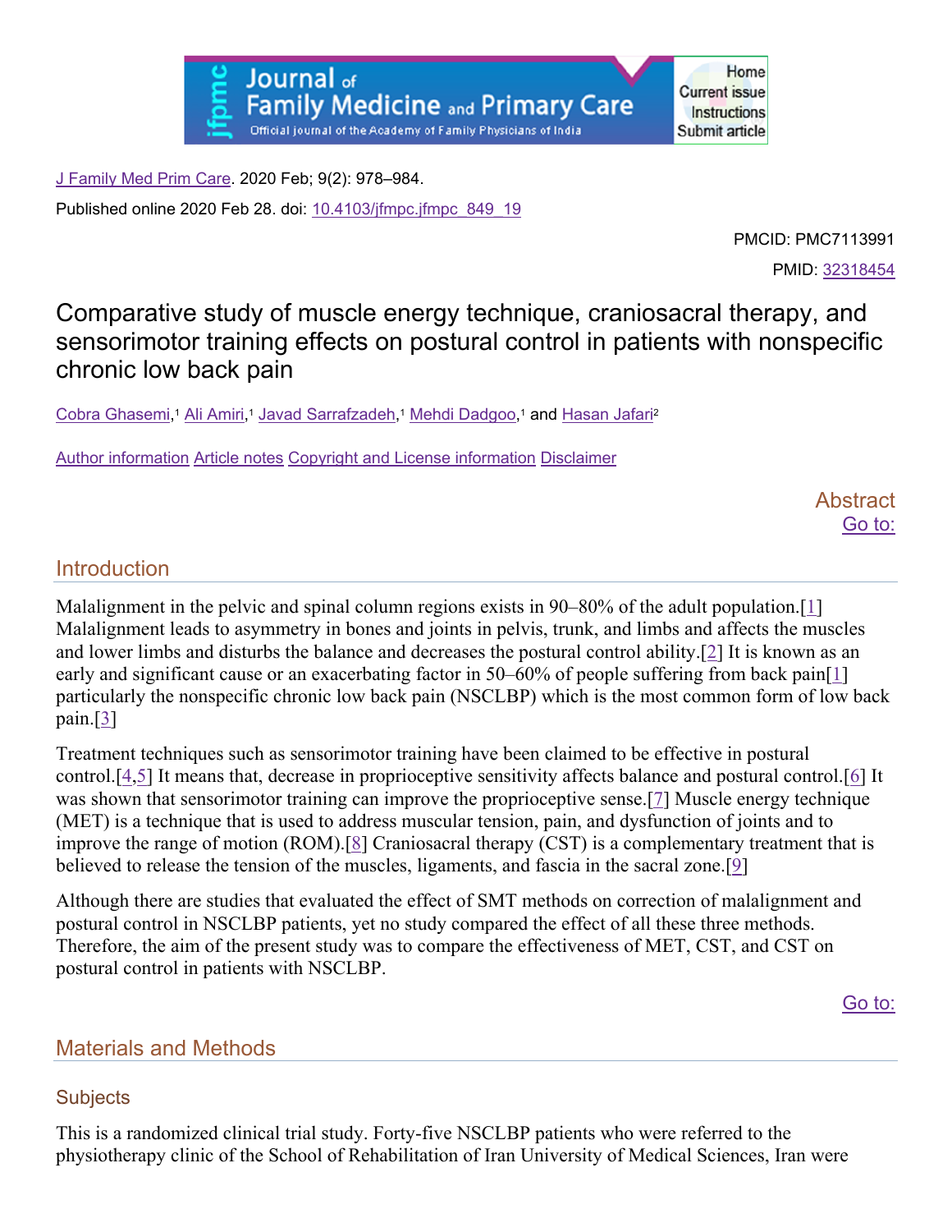J Family Med Prim Care. 2020 Feb; 9(2): 978–984.

Published online 2020 Feb 28. doi: 10.4103/jfmpc.jfmpc_849_19

PMCID: PMC7113991

PMID: 32318454

# Comparative study of muscle energy technique, craniosacral therapy, and sensorimotor training effects on postural control in patients with nonspecific chronic low back pain

Cobra Ghasemi,[1] Ali Amiri,[1] Javad Sarrafzadeh,[1] Mehdi Dadgoo,[1] and Hasan Jafari[2]

Author information Article notes Copyright and License information Disclaimer

Abstract

## Introduction

Malalignment in the pelvic and spinal column regions exists in 90–80% of the adult population.[1] Malalignment leads to asymmetry in bones and joints in pelvis, trunk, and limbs and affects the muscles and lower limbs and disturbs the balance and decreases the postural control ability.[2] It is known as an early and significant cause or an exacerbating factor in 50–60% of people suffering from back pain[1] particularly the nonspecific chronic low back pain (NSCLBP) which is the most common form of low back pain.[3]

Treatment techniques such as sensorimotor training have been claimed to be effective in postural control.[4,5] It means that, decrease in proprioceptive sensitivity affects balance and postural control.[6] It was shown that sensorimotor training can improve the proprioceptive sense.[7] Muscle energy technique (MET) is a technique that is used to address muscular tension, pain, and dysfunction of joints and to improve the range of motion (ROM).[8] Craniosacral therapy (CST) is a complementary treatment that is believed to release the tension of the muscles, ligaments, and fascia in the sacral zone.[9]

Although there are studies that evaluated the effect of SMT methods on correction of malalignment and postural control in NSCLBP patients, yet no study compared the effect of all these three methods. Therefore, the aim of the present study was to compare the effectiveness of MET, CST, and CST on postural control in patients with NSCLBP.

## Materials and Methods

### Subjects

This is a randomized clinical trial study. Forty-five NSCLBP patients who were referred to the physiotherapy clinic of the School of Rehabilitation of Iran University of Medical Sciences, Iran were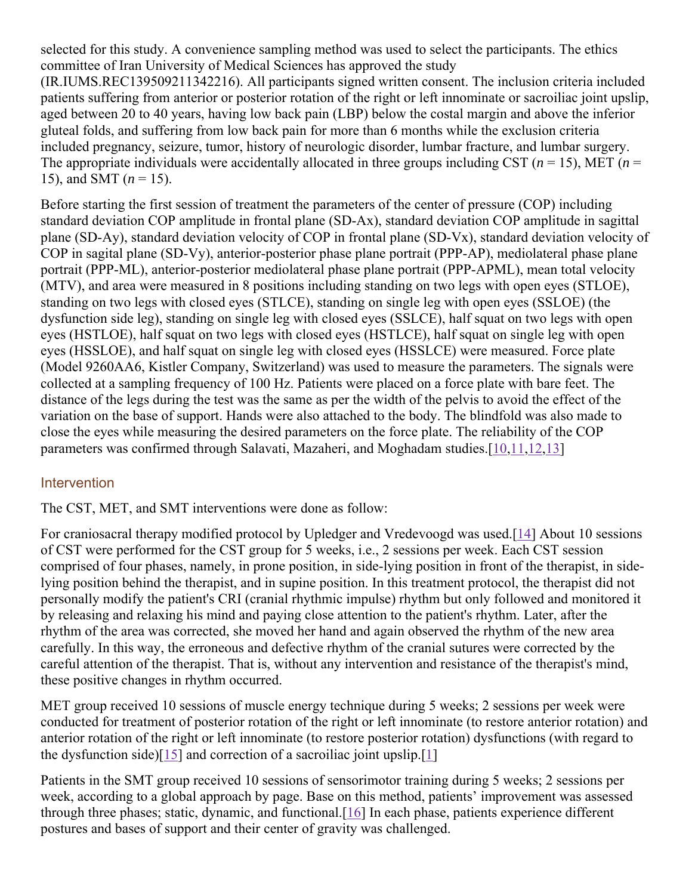selected for this study. A convenience sampling method was used to select the participants. The ethics committee of Iran University of Medical Sciences has approved the study (IR.IUMS.REC139509211342216). All participants signed written consent. The inclusion criteria included patients suffering from anterior or posterior rotation of the right or left innominate or sacroiliac joint upslip, aged between 20 to 40 years, having low back pain (LBP) below the costal margin and above the inferior gluteal folds, and suffering from low back pain for more than 6 months while the exclusion criteria included pregnancy, seizure, tumor, history of neurologic disorder, lumbar fracture, and lumbar surgery. The appropriate individuals were accidentally allocated in three groups including CST ($n$ = 15), MET ($n$ = 15), and SMT ($n$ = 15).

Before starting the first session of treatment the parameters of the center of pressure (COP) including standard deviation COP amplitude in frontal plane (SD-Ax), standard deviation COP amplitude in sagittal plane (SD-Ay), standard deviation velocity of COP in frontal plane (SD-Vx), standard deviation velocity of COP in sagital plane (SD-Vy), anterior-posterior phase plane portrait (PPP-AP), mediolateral phase plane portrait (PPP-ML), anterior-posterior mediolateral phase plane portrait (PPP-APML), mean total velocity (MTV), and area were measured in 8 positions including standing on two legs with open eyes (STLOE), standing on two legs with closed eyes (STLCE), standing on single leg with open eyes (SSLOE) (the dysfunction side leg), standing on single leg with closed eyes (SSLCE), half squat on two legs with open eyes (HSTLOE), half squat on two legs with closed eyes (HSTLCE), half squat on single leg with open eyes (HSSLOE), and half squat on single leg with closed eyes (HSSLCE) were measured. Force plate (Model 9260AA6, Kistler Company, Switzerland) was used to measure the parameters. The signals were collected at a sampling frequency of 100 Hz. Patients were placed on a force plate with bare feet. The distance of the legs during the test was the same as per the width of the pelvis to avoid the effect of the variation on the base of support. Hands were also attached to the body. The blindfold was also made to close the eyes while measuring the desired parameters on the force plate. The reliability of the COP parameters was confirmed through Salavati, Mazaheri, and Moghadam studies.[10,11,12,13]

## Intervention

The CST, MET, and SMT interventions were done as follow:

For craniosacral therapy modified protocol by Upledger and Vredevoogd was used.[14] About 10 sessions of CST were performed for the CST group for 5 weeks, i.e., 2 sessions per week. Each CST session comprised of four phases, namely, in prone position, in side-lying position in front of the therapist, in side-lying position behind the therapist, and in supine position. In this treatment protocol, the therapist did not personally modify the patient's CRI (cranial rhythmic impulse) rhythm but only followed and monitored it by releasing and relaxing his mind and paying close attention to the patient's rhythm. Later, after the rhythm of the area was corrected, she moved her hand and again observed the rhythm of the new area carefully. In this way, the erroneous and defective rhythm of the cranial sutures were corrected by the careful attention of the therapist. That is, without any intervention and resistance of the therapist's mind, these positive changes in rhythm occurred.

MET group received 10 sessions of muscle energy technique during 5 weeks; 2 sessions per week were conducted for treatment of posterior rotation of the right or left innominate (to restore anterior rotation) and anterior rotation of the right or left innominate (to restore posterior rotation) dysfunctions (with regard to the dysfunction side)[15] and correction of a sacroiliac joint upslip.[1]

Patients in the SMT group received 10 sessions of sensorimotor training during 5 weeks; 2 sessions per week, according to a global approach by page. Base on this method, patients' improvement was assessed through three phases; static, dynamic, and functional.[16] In each phase, patients experience different postures and bases of support and their center of gravity was challenged.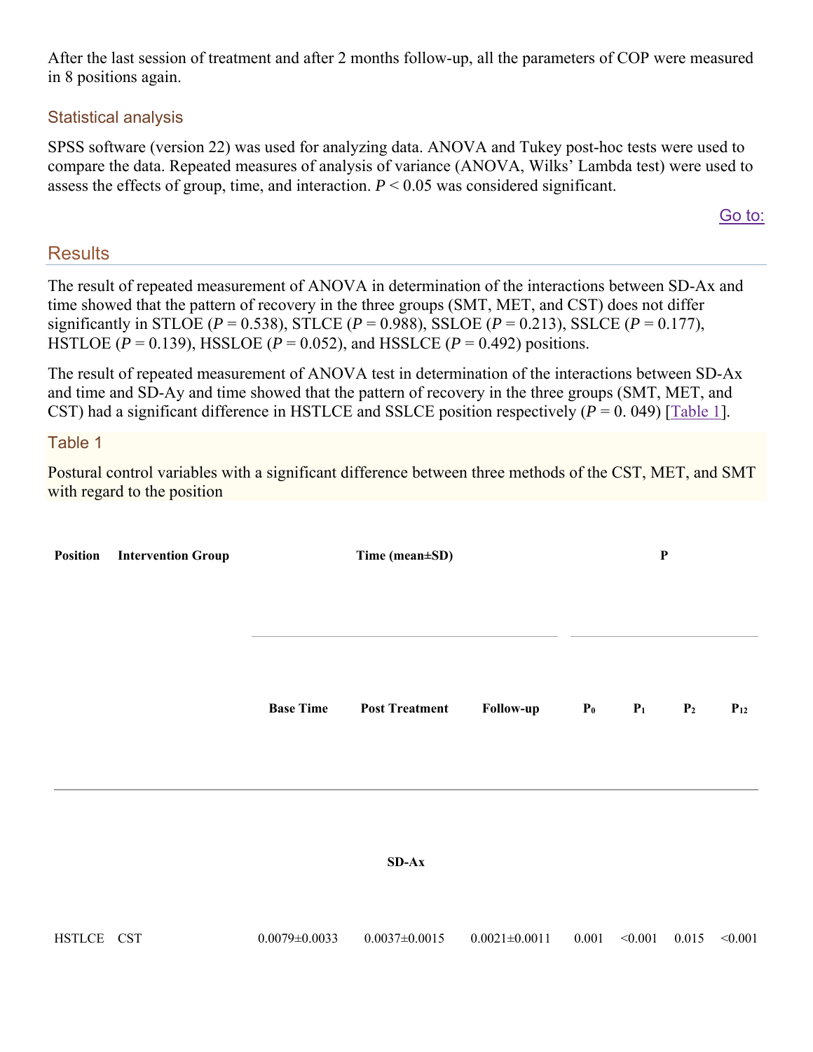After the last session of treatment and after 2 months follow-up, all the parameters of COP were measured in 8 positions again.

### Statistical analysis

SPSS software (version 22) was used for analyzing data. ANOVA and Tukey post-hoc tests were used to compare the data. Repeated measures of analysis of variance (ANOVA, Wilks' Lambda test) were used to assess the effects of group, time, and interaction. $P < 0.05$ was considered significant.

## Results

The result of repeated measurement of ANOVA in determination of the interactions between SD-Ax and time showed that the pattern of recovery in the three groups (SMT, MET, and CST) does not differ significantly in STLOE ($P = 0.538$), STLCE ($P = 0.988$), SSLOE ($P = 0.213$), SSLCE ($P = 0.177$), HSTLOE ($P = 0.139$), HSSLOE ($P = 0.052$), and HSSLCE ($P = 0.492$) positions.

The result of repeated measurement of ANOVA test in determination of the interactions between SD-Ax and time and SD-Ay and time showed that the pattern of recovery in the three groups (SMT, MET, and CST) had a significant difference in HSTLCE and SSLCE position respectively ($P = 0.049$) [Table 1].

Table 1

Postural control variables with a significant difference between three methods of the CST, MET, and SMT with regard to the position

| Position | Intervention Group | Time (mean±SD) | | | P | | | |
|---|---|---|---|---|---|---|---|---|
| | | Base Time | Post Treatment | Follow-up | $P_0$ | $P_1$ | $P_2$ | $P_{12}$ |
| | | SD-Ax | | | | | | |
| HSTLCE | CST | 0.0079±0.0033 | 0.0037±0.0015 | 0.0021±0.0011 | 0.001 | <0.001 | 0.015 | <0.001 |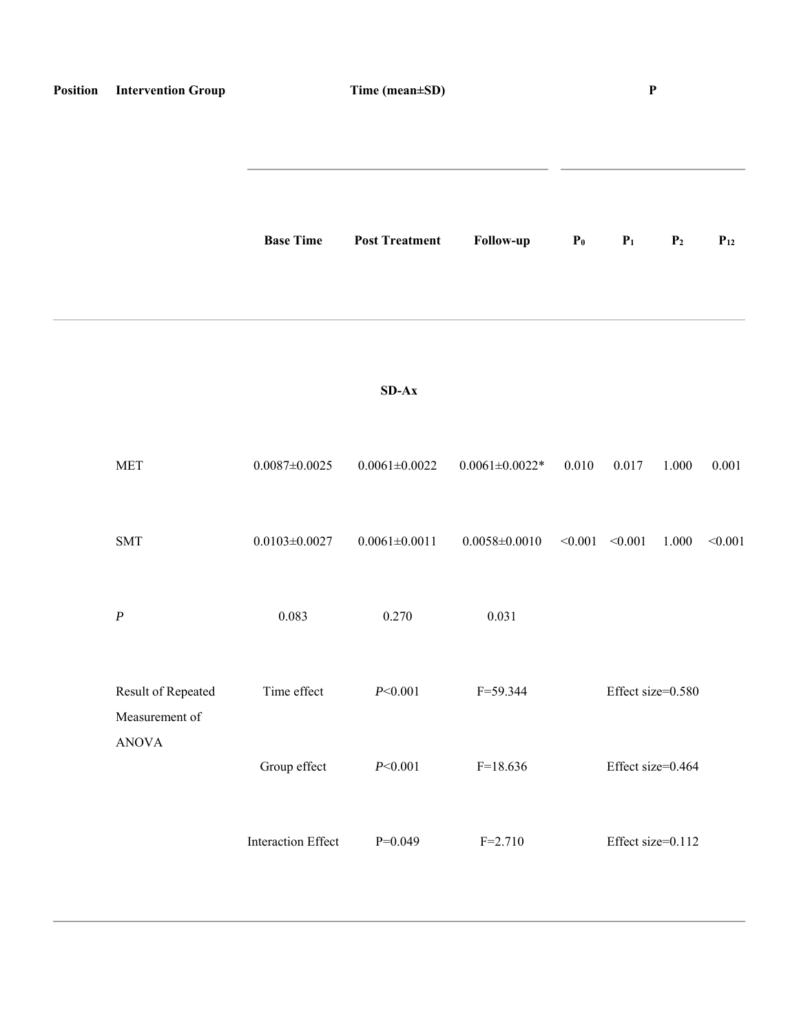| Position | Intervention Group | Time (mean±SD) | | | P | | | |
|---|---|---|---|---|---|---|---|---|
| | | Base Time | Post Treatment | Follow-up | $P_0$ | $P_1$ | $P_2$ | $P_{12}$ |
| | | | SD-Ax | | | | | |
| | MET | 0.0087±0.0025 | 0.0061±0.0022 | 0.0061±0.0022* | 0.010 | 0.017 | 1.000 | 0.001 |
| | SMT | 0.0103±0.0027 | 0.0061±0.0011 | 0.0058±0.0010 | <0.001 | <0.001 | 1.000 | <0.001 |
| | *P* | 0.083 | 0.270 | 0.031 | | | | |
| | Result of Repeated Measurement of ANOVA | Time effect | *P*<0.001 | F=59.344 | | Effect size=0.580 | | |
| | | Group effect | *P*<0.001 | F=18.636 | | Effect size=0.464 | | |
| | | Interaction Effect | P=0.049 | F=2.710 | | Effect size=0.112 | | |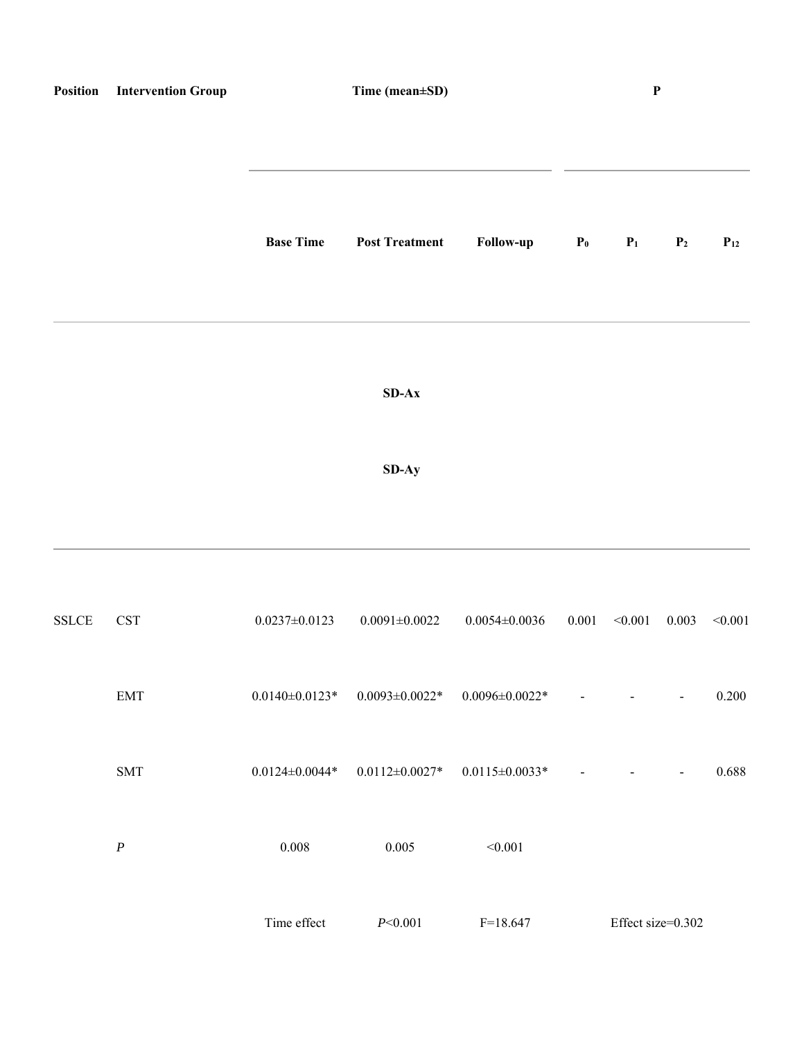| Position | Intervention Group | Time (mean±SD) | | | P | | | |
|---|---|---|---|---|---|---|---|---|
| | | Base Time | Post Treatment | Follow-up | $P_0$ | $P_1$ | $P_2$ | $P_{12}$ |
| | | | SD-Ax | | | | | |
| | | | SD-Ay | | | | | |
| SSLCE | CST | 0.0237±0.0123 | 0.0091±0.0022 | 0.0054±0.0036 | 0.001 | <0.001 | 0.003 | <0.001 |
| | EMT | 0.0140±0.0123* | 0.0093±0.0022* | 0.0096±0.0022* | - | - | - | 0.200 |
| | SMT | 0.0124±0.0044* | 0.0112±0.0027* | 0.0115±0.0033* | - | - | - | 0.688 |
| | *P* | 0.008 | 0.005 | <0.001 | | | | |
| | | Time effect | *P*<0.001 | F=18.647 | | Effect size=0.302 | | |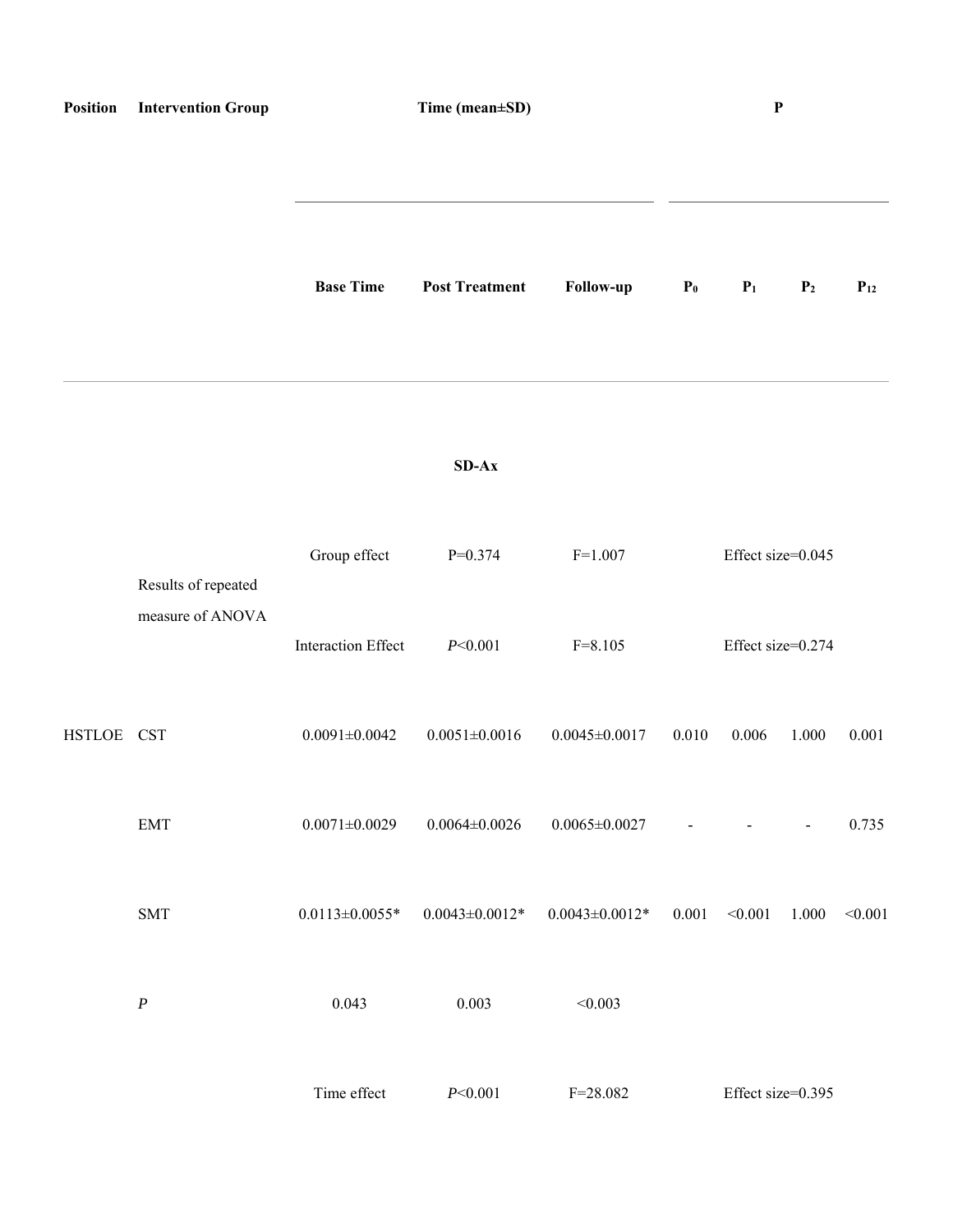| Position | Intervention Group | Time (mean±SD) | | | P | | | |
|---|---|---|---|---|---|---|---|---|
| | | Base Time | Post Treatment | Follow-up | $P_0$ | $P_1$ | $P_2$ | $P_{12}$ |
| | | | SD-Ax | | | | | |
| | Results of repeated measure of ANOVA | Group effect | P=0.374 | F=1.007 | | Effect size=0.045 | | |
| | | Interaction Effect | *P*<0.001 | F=8.105 | | Effect size=0.274 | | |
| HSTLOE | CST | 0.0091±0.0042 | 0.0051±0.0016 | 0.0045±0.0017 | 0.010 | 0.006 | 1.000 | 0.001 |
| | EMT | 0.0071±0.0029 | 0.0064±0.0026 | 0.0065±0.0027 | - | - | - | 0.735 |
| | SMT | 0.0113±0.0055* | 0.0043±0.0012* | 0.0043±0.0012* | 0.001 | <0.001 | 1.000 | <0.001 |
| | *P* | 0.043 | 0.003 | <0.003 | | | | |
| | | Time effect | *P*<0.001 | F=28.082 | | Effect size=0.395 | | |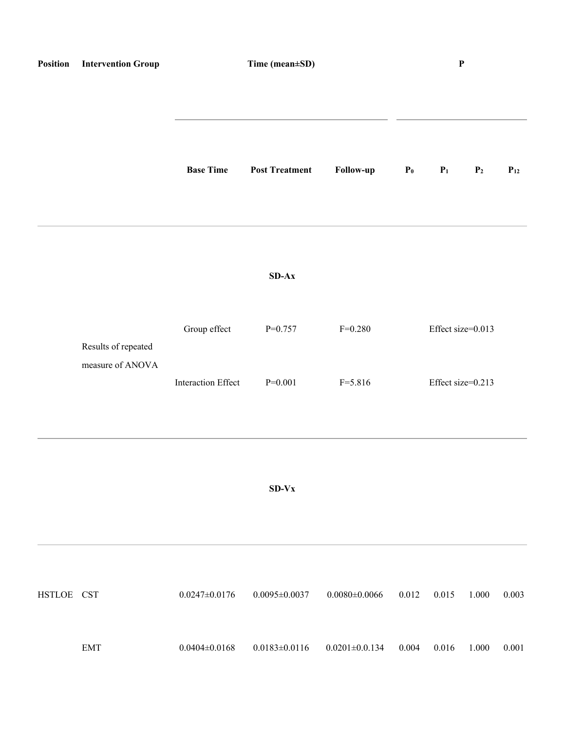| Position | Intervention Group | Time (mean±SD) | | | P | | | |
|---|---|---|---|---|---|---|---|---|
| | | Base Time | Post Treatment | Follow-up | $P_0$ | $P_1$ | $P_2$ | $P_{12}$ |
| | | | SD-Ax | | | | | |
| | Results of repeated measure of ANOVA | Group effect | P=0.757 | F=0.280 | Effect size=0.013 | | | |
| | | Interaction Effect | P=0.001 | F=5.816 | Effect size=0.213 | | | |
| | | | SD-Vx | | | | | |
| HSTLOE | CST | 0.0247±0.0176 | 0.0095±0.0037 | 0.0080±0.0066 | 0.012 | 0.015 | 1.000 | 0.003 |
| | EMT | 0.0404±0.0168 | 0.0183±0.0116 | 0.0201±0.0.134 | 0.004 | 0.016 | 1.000 | 0.001 |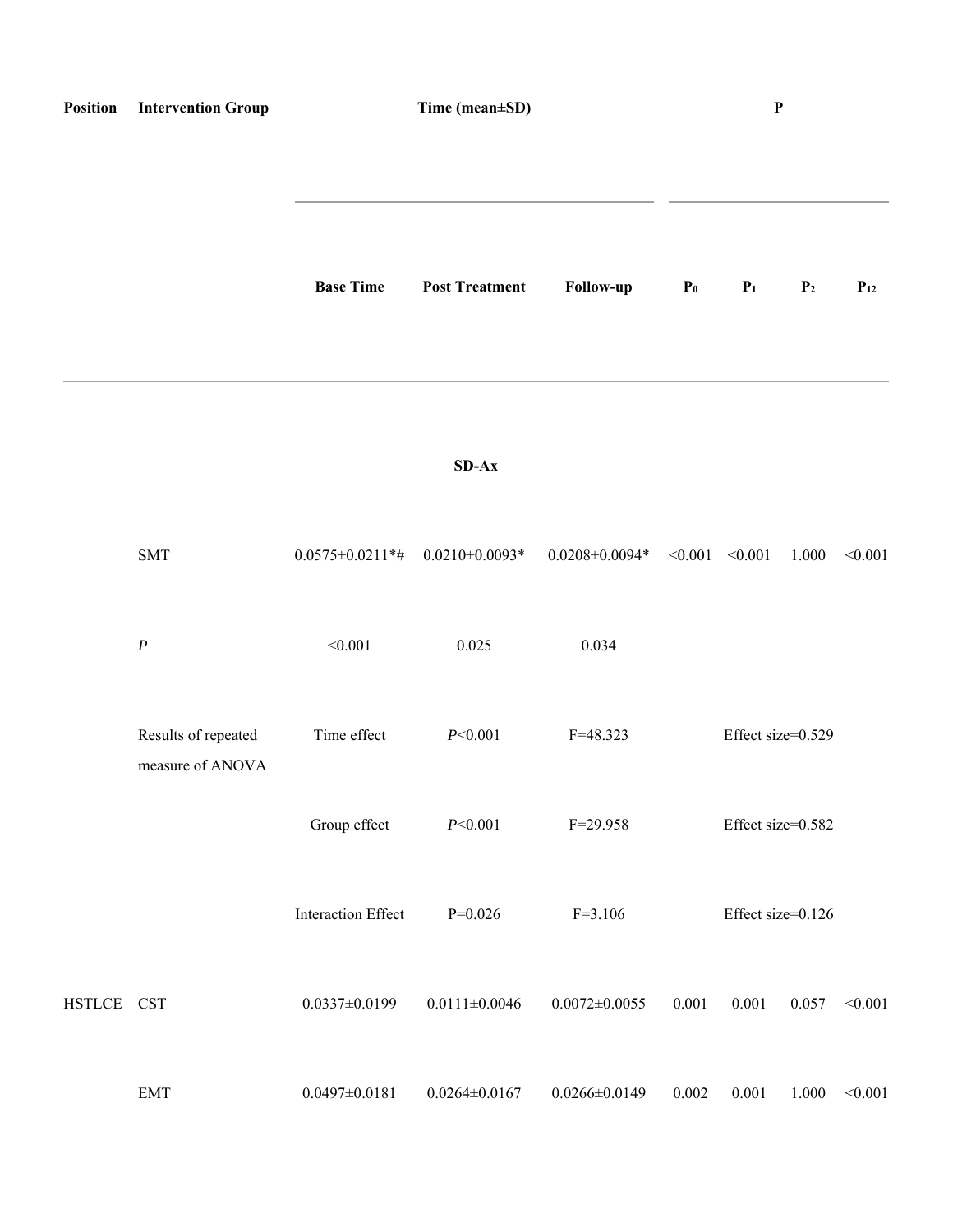| Position | Intervention Group | Time (mean±SD) | | | P | | | |
|---|---|---|---|---|---|---|---|---|
| | | Base Time | Post Treatment | Follow-up | $P_0$ | $P_1$ | $P_2$ | $P_{12}$ |
| | | | | **SD-Ax** | | | | |
| | SMT | 0.0575±0.0211*# | 0.0210±0.0093* | 0.0208±0.0094* | <0.001 | <0.001 | 1.000 | <0.001 |
| | *P* | <0.001 | 0.025 | 0.034 | | | | |
| | Results of repeated measure of ANOVA | Time effect | *P*<0.001 | F=48.323 | | Effect size=0.529 | | |
| | | Group effect | *P*<0.001 | F=29.958 | | Effect size=0.582 | | |
| | | Interaction Effect | P=0.026 | F=3.106 | | Effect size=0.126 | | |
| HSTLCE | CST | 0.0337±0.0199 | 0.0111±0.0046 | 0.0072±0.0055 | 0.001 | 0.001 | 0.057 | <0.001 |
| | EMT | 0.0497±0.0181 | 0.0264±0.0167 | 0.0266±0.0149 | 0.002 | 0.001 | 1.000 | <0.001 |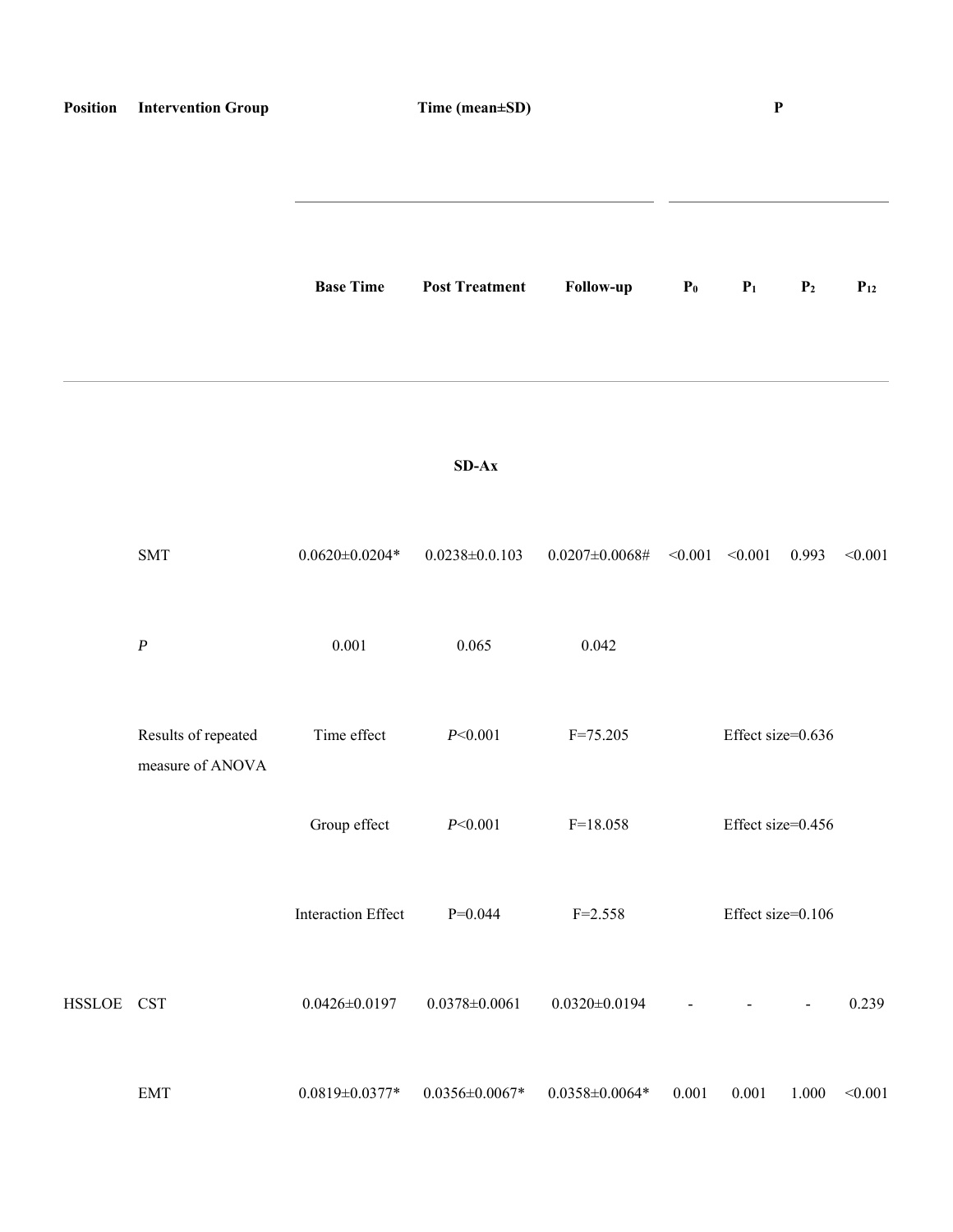| Position | Intervention Group | Time (mean±SD) | | | P | | | |
|---|---|---|---|---|---|---|---|---|
| | | Base Time | Post Treatment | Follow-up | $P_0$ | $P_1$ | $P_2$ | $P_{12}$ |
| | | | SD-Ax | | | | | |
| | SMT | 0.0620±0.0204* | 0.0238±0.0.103 | 0.0207±0.0068# | <0.001 | <0.001 | 0.993 | <0.001 |
| | *P* | 0.001 | 0.065 | 0.042 | | | | |
| | Results of repeated measure of ANOVA | Time effect | *P*<0.001 | F=75.205 | | Effect size=0.636 | | |
| | | Group effect | *P*<0.001 | F=18.058 | | Effect size=0.456 | | |
| | | Interaction Effect | P=0.044 | F=2.558 | | Effect size=0.106 | | |
| HSSLOE | CST | 0.0426±0.0197 | 0.0378±0.0061 | 0.0320±0.0194 | - | - | - | 0.239 |
| | EMT | 0.0819±0.0377* | 0.0356±0.0067* | 0.0358±0.0064* | 0.001 | 0.001 | 1.000 | <0.001 |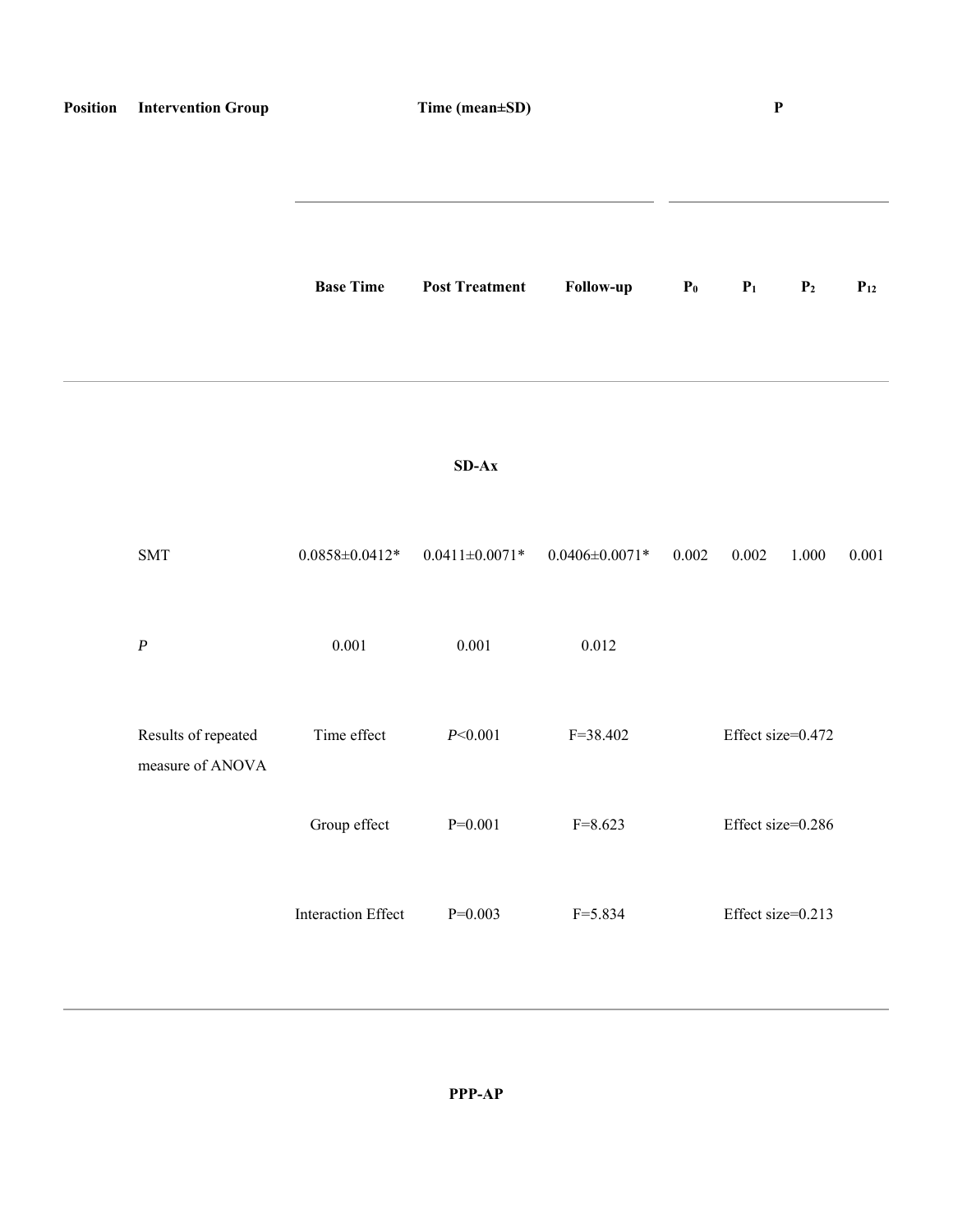| Position | Intervention Group | Time (mean±SD) | | | P | | | |
|---|---|---|---|---|---|---|---|---|
| | | Base Time | Post Treatment | Follow-up | $P_0$ | $P_1$ | $P_2$ | $P_{12}$ |
| SD-Ax | | | | | | | | |
| | SMT | 0.0858±0.0412* | 0.0411±0.0071* | 0.0406±0.0071* | 0.002 | 0.002 | 1.000 | 0.001 |
| | *P* | 0.001 | 0.001 | 0.012 | | | | |
| | Results of repeated measure of ANOVA | Time effect | *P*<0.001 | F=38.402 | Effect size=0.472 | | | |
| | | Group effect | P=0.001 | F=8.623 | Effect size=0.286 | | | |
| | | Interaction Effect | P=0.003 | F=5.834 | Effect size=0.213 | | | |
| PPP-AP | | | | | | | | |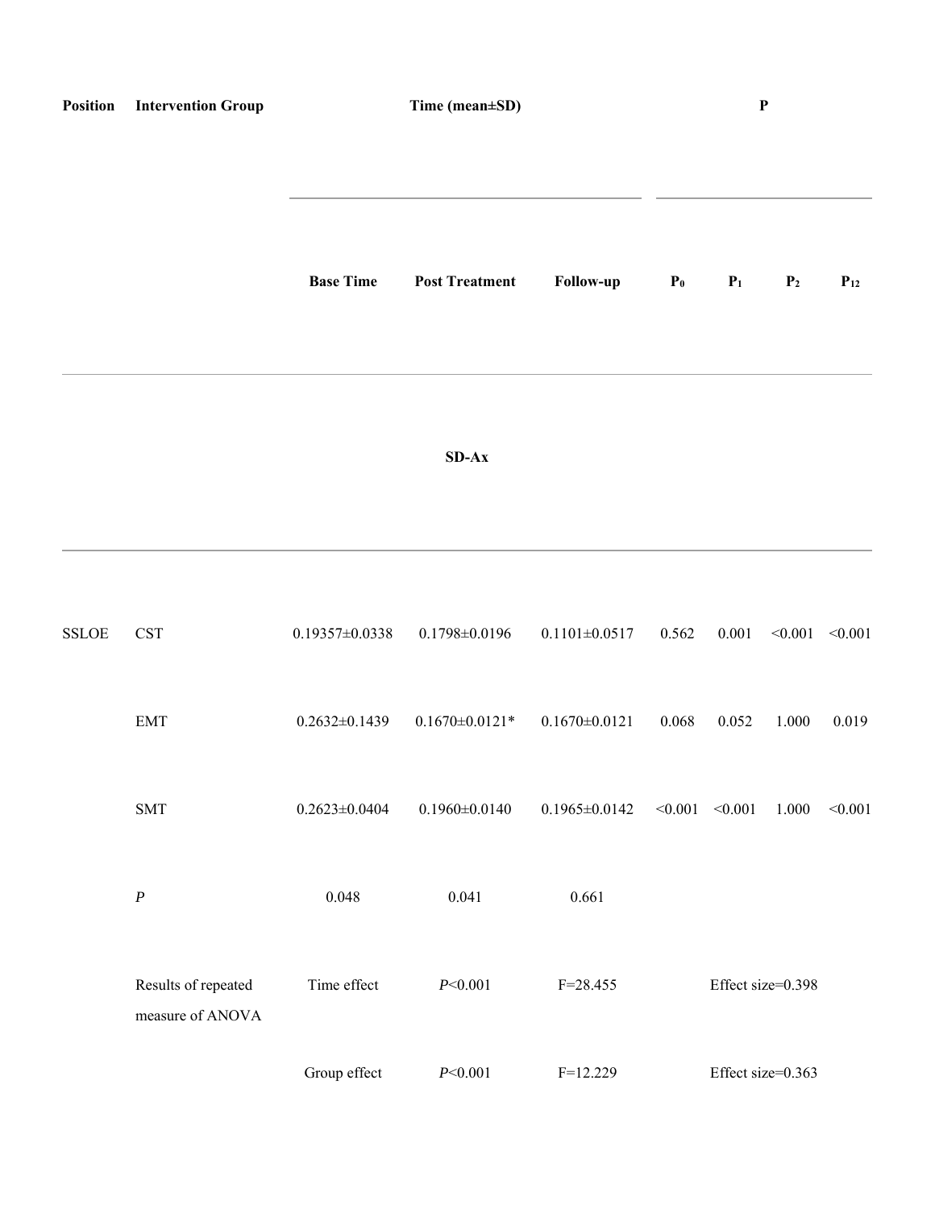| Position | Intervention Group | Time (mean±SD) | | | P | | | |
|---|---|---|---|---|---|---|---|---|
| | | Base Time | Post Treatment | Follow-up | $P_0$ | $P_1$ | $P_2$ | $P_{12}$ |
| | | SD-Ax | | | | | | |
| SSLOE | CST | 0.19357±0.0338 | 0.1798±0.0196 | 0.1101±0.0517 | 0.562 | 0.001 | <0.001 | <0.001 |
| | EMT | 0.2632±0.1439 | 0.1670±0.0121* | 0.1670±0.0121 | 0.068 | 0.052 | 1.000 | 0.019 |
| | SMT | 0.2623±0.0404 | 0.1960±0.0140 | 0.1965±0.0142 | <0.001 | <0.001 | 1.000 | <0.001 |
| | *P* | 0.048 | 0.041 | 0.661 | | | | |
| | Results of repeated measure of ANOVA | Time effect | *P*<0.001 | F=28.455 | Effect size=0.398 | | | |
| | | Group effect | *P*<0.001 | F=12.229 | Effect size=0.363 | | | |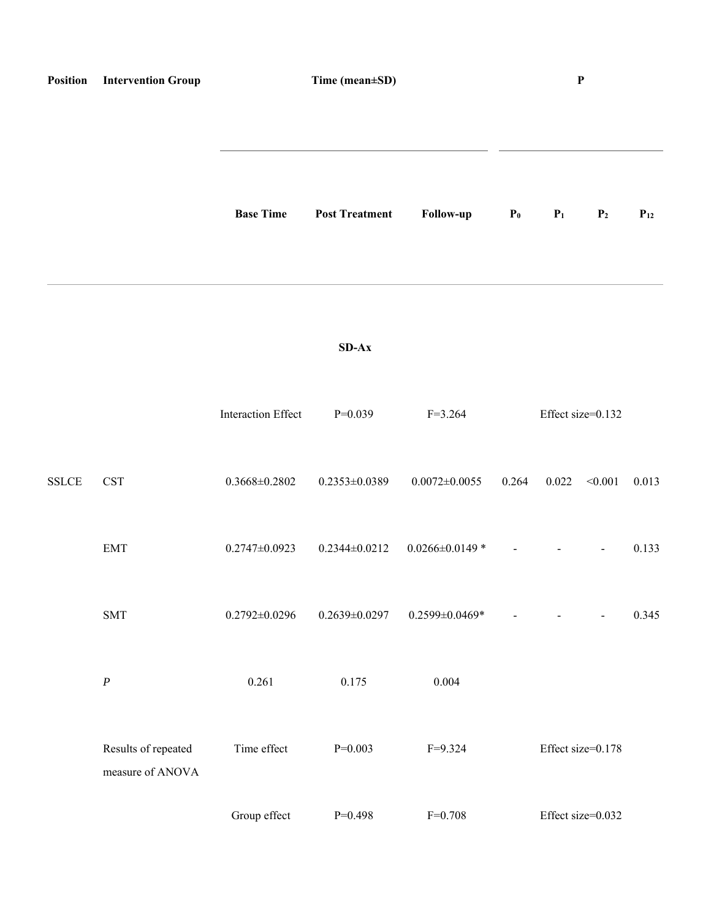| Position | Intervention Group | Time (mean±SD) | | | P | | | |
|---|---|---|---|---|---|---|---|---|
| | | Base Time | Post Treatment | Follow-up | $P_0$ | $P_1$ | $P_2$ | $P_{12}$ |
| | | | SD-Ax | | | | | |
| | | Interaction Effect | P=0.039 | F=3.264 | Effect size=0.132 | | | |
| SSLCE | CST | 0.3668±0.2802 | 0.2353±0.0389 | 0.0072±0.0055 | 0.264 | 0.022 | <0.001 | 0.013 |
| | EMT | 0.2747±0.0923 | 0.2344±0.0212 | 0.0266±0.0149 * | - | - | - | 0.133 |
| | SMT | 0.2792±0.0296 | 0.2639±0.0297 | 0.2599±0.0469* | - | - | - | 0.345 |
| | *P* | 0.261 | 0.175 | 0.004 | | | | |
| | Results of repeated measure of ANOVA | Time effect | P=0.003 | F=9.324 | Effect size=0.178 | | | |
| | | Group effect | P=0.498 | F=0.708 | Effect size=0.032 | | | |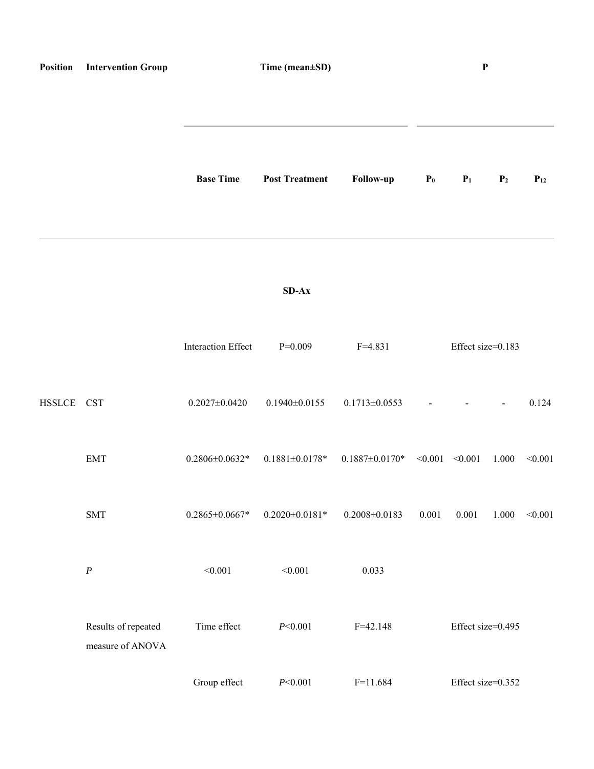| Position | Intervention Group | Time (mean±SD) | | | P | | | |
|---|---|---|---|---|---|---|---|---|
| | | Base Time | Post Treatment | Follow-up | $P_0$ | $P_1$ | $P_2$ | $P_{12}$ |
| | | | **SD-Ax** | | | | | |
| | | Interaction Effect | P=0.009 | F=4.831 | | Effect size=0.183 | | |
| HSSLCE | CST | 0.2027±0.0420 | 0.1940±0.0155 | 0.1713±0.0553 | - | - | - | 0.124 |
| | EMT | 0.2806±0.0632* | 0.1881±0.0178* | 0.1887±0.0170* | <0.001 | <0.001 | 1.000 | <0.001 |
| | SMT | 0.2865±0.0667* | 0.2020±0.0181* | 0.2008±0.0183 | 0.001 | 0.001 | 1.000 | <0.001 |
| | *P* | <0.001 | <0.001 | 0.033 | | | | |
| | Results of repeated measure of ANOVA | Time effect | *P*<0.001 | F=42.148 | | Effect size=0.495 | | |
| | | Group effect | *P*<0.001 | F=11.684 | | Effect size=0.352 | | |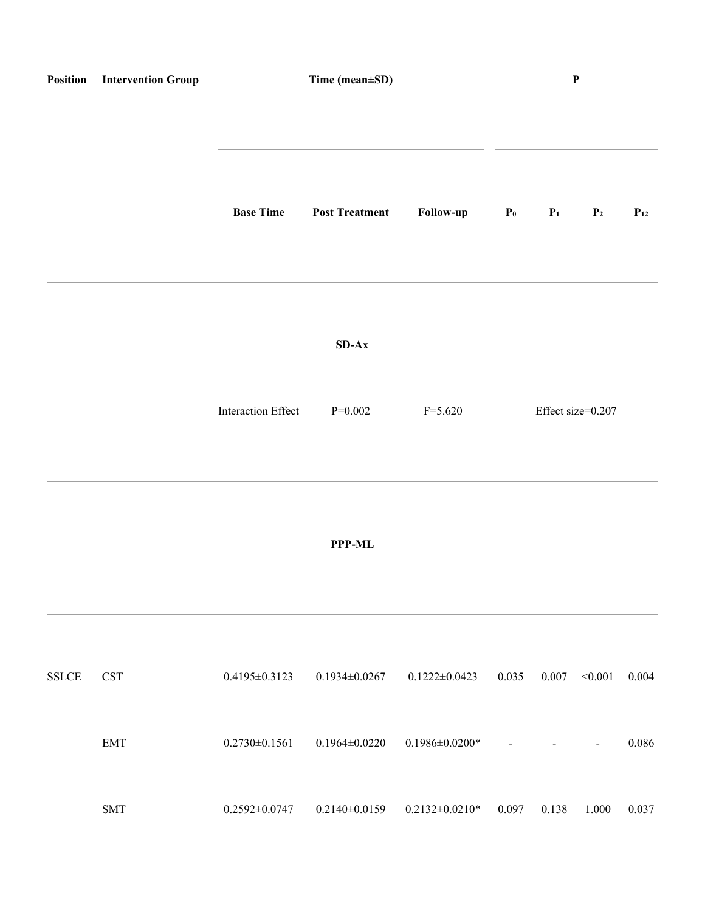| Position | Intervention Group | Time (mean±SD) | | | P | | | |
|---|---|---|---|---|---|---|---|---|
| | | Base Time | Post Treatment | Follow-up | $P_0$ | $P_1$ | $P_2$ | $P_{12}$ |
| | | | SD-Ax | | | | | |
| | | Interaction Effect | P=0.002 | F=5.620 | Effect size=0.207 | | | |
| | | | PPP-ML | | | | | |
| SSLCE | CST | 0.4195±0.3123 | 0.1934±0.0267 | 0.1222±0.0423 | 0.035 | 0.007 | <0.001 | 0.004 |
| | EMT | 0.2730±0.1561 | 0.1964±0.0220 | 0.1986±0.0200* | - | - | - | 0.086 |
| | SMT | 0.2592±0.0747 | 0.2140±0.0159 | 0.2132±0.0210* | 0.097 | 0.138 | 1.000 | 0.037 |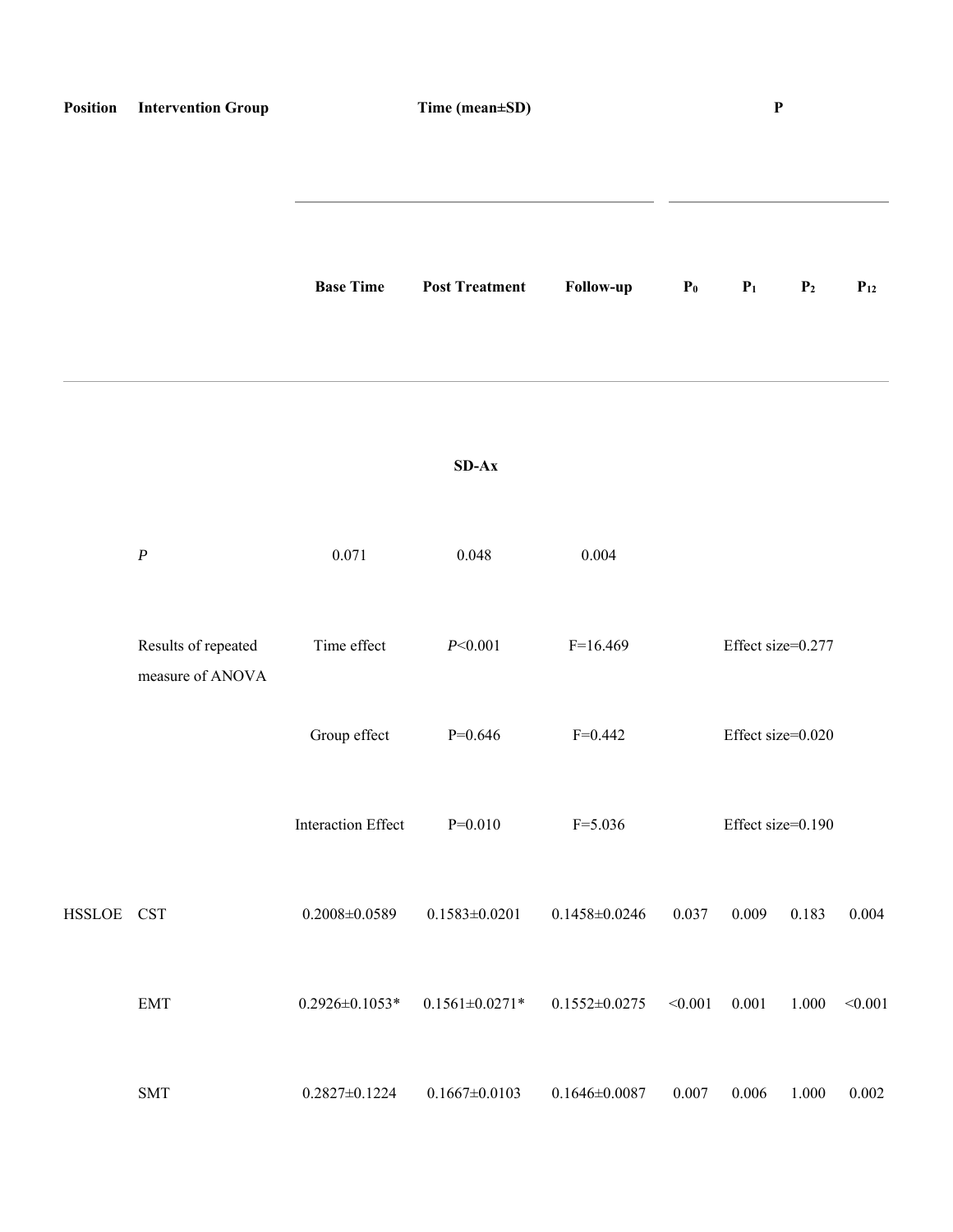| Position | Intervention Group | Time (mean±SD) | | | P | | | |
|---|---|---|---|---|---|---|---|---|
| | | Base Time | Post Treatment | Follow-up | $P_0$ | $P_1$ | $P_2$ | $P_{12}$ |
| | | | SD-Ax | | | | | |
| | *P* | 0.071 | 0.048 | 0.004 | | | | |
| | Results of repeated measure of ANOVA | Time effect | *P*<0.001 | F=16.469 | | Effect size=0.277 | | |
| | | Group effect | P=0.646 | F=0.442 | | Effect size=0.020 | | |
| | | Interaction Effect | P=0.010 | F=5.036 | | Effect size=0.190 | | |
| HSSLOE | CST | 0.2008±0.0589 | 0.1583±0.0201 | 0.1458±0.0246 | 0.037 | 0.009 | 0.183 | 0.004 |
| | EMT | 0.2926±0.1053* | 0.1561±0.0271* | 0.1552±0.0275 | <0.001 | 0.001 | 1.000 | <0.001 |
| | SMT | 0.2827±0.1224 | 0.1667±0.0103 | 0.1646±0.0087 | 0.007 | 0.006 | 1.000 | 0.002 |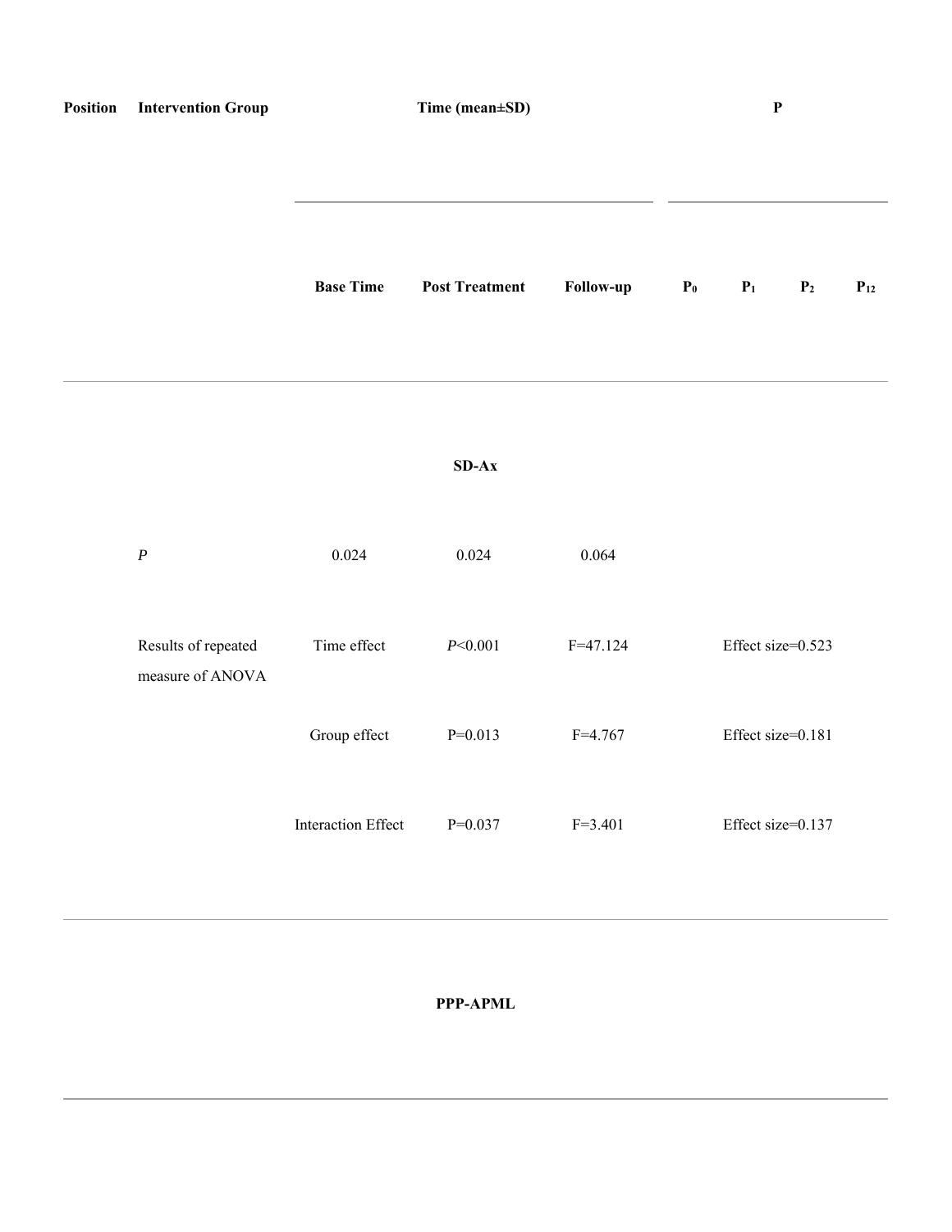| Position | Intervention Group | Time (mean±SD) | | | P | | | |
|---|---|---|---|---|---|---|---|---|
| | | Base Time | Post Treatment | Follow-up | $P_0$ | $P_1$ | $P_2$ | $P_{12}$ |
| | | | **SD-Ax** | | | | | |
| | *P* | 0.024 | 0.024 | 0.064 | | | | |
| | Results of repeated measure of ANOVA | Time effect | *P*<0.001 | F=47.124 | Effect size=0.523 | | | |
| | | Group effect | P=0.013 | F=4.767 | Effect size=0.181 | | | |
| | | Interaction Effect | P=0.037 | F=3.401 | Effect size=0.137 | | | |
| | | | **PPP-APML** | | | | | |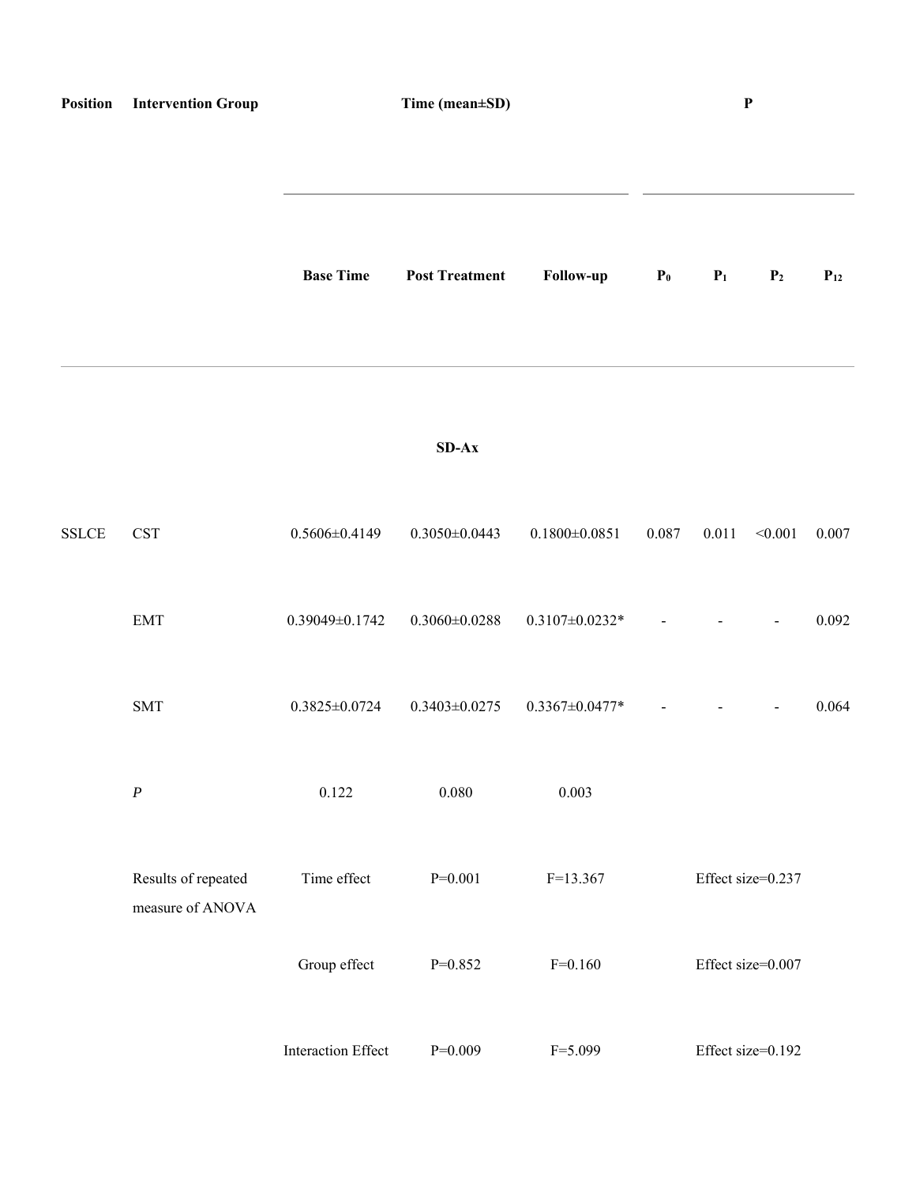| Position | Intervention Group | Time (mean±SD) | | | P | | | |
|---|---|---|---|---|---|---|---|---|
| | | Base Time | Post Treatment | Follow-up | $P_0$ | $P_1$ | $P_2$ | $P_{12}$ |
| | | | **SD-Ax** | | | | | |
| SSLCE | CST | 0.5606±0.4149 | 0.3050±0.0443 | 0.1800±0.0851 | 0.087 | 0.011 | <0.001 | 0.007 |
| | EMT | 0.39049±0.1742 | 0.3060±0.0288 | 0.3107±0.0232* | - | - | - | 0.092 |
| | SMT | 0.3825±0.0724 | 0.3403±0.0275 | 0.3367±0.0477* | - | - | - | 0.064 |
| | *P* | 0.122 | 0.080 | 0.003 | | | | |
| | Results of repeated measure of ANOVA | Time effect | P=0.001 | F=13.367 | | Effect size=0.237 | | |
| | | Group effect | P=0.852 | F=0.160 | | Effect size=0.007 | | |
| | | Interaction Effect | P=0.009 | F=5.099 | | Effect size=0.192 | | |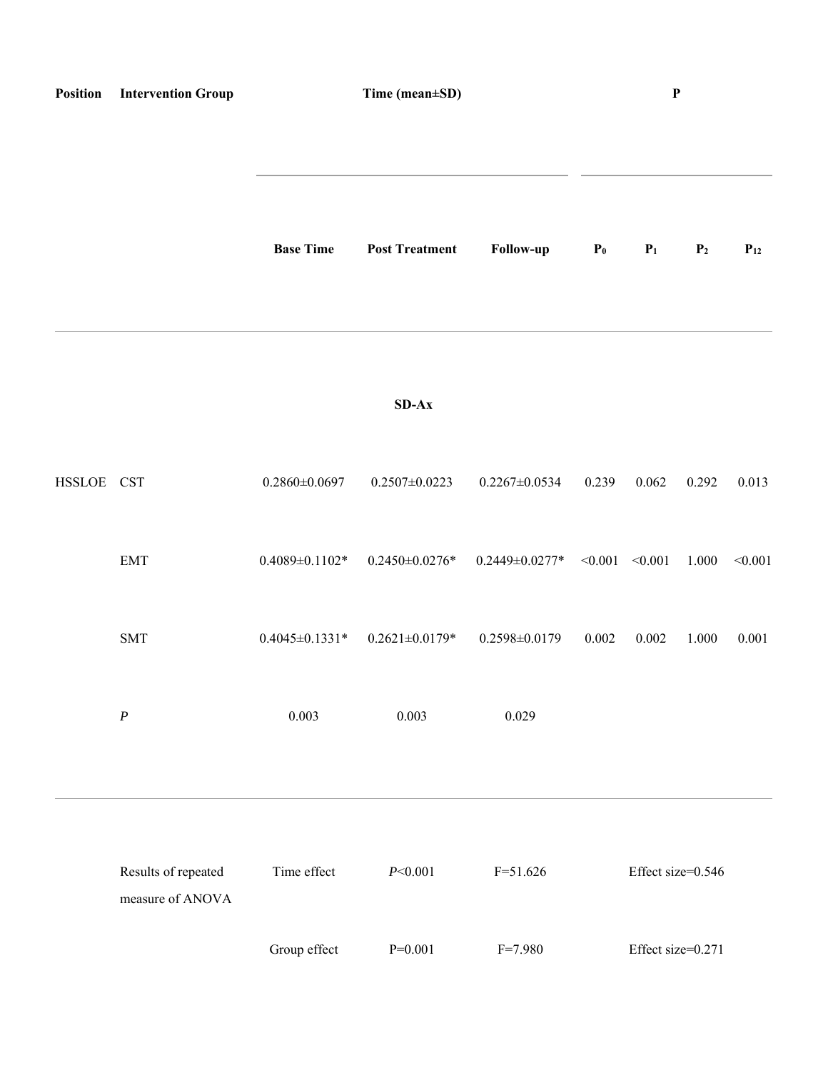| Position | Intervention Group | Time (mean±SD) | | | P | | | |
|---|---|---|---|---|---|---|---|---|
| | | Base Time | Post Treatment | Follow-up | $P_0$ | $P_1$ | $P_2$ | $P_{12}$ |
| | | | **SD-Ax** | | | | | |
| HSSLOE | CST | 0.2860±0.0697 | 0.2507±0.0223 | 0.2267±0.0534 | 0.239 | 0.062 | 0.292 | 0.013 |
| | EMT | 0.4089±0.1102* | 0.2450±0.0276* | 0.2449±0.0277* | <0.001 | <0.001 | 1.000 | <0.001 |
| | SMT | 0.4045±0.1331* | 0.2621±0.0179* | 0.2598±0.0179 | 0.002 | 0.002 | 1.000 | 0.001 |
| | *P* | 0.003 | 0.003 | 0.029 | | | | |
| | Results of repeated measure of ANOVA | Time effect | *P*<0.001 | F=51.626 | Effect size=0.546 | | | |
| | | Group effect | P=0.001 | F=7.980 | Effect size=0.271 | | | |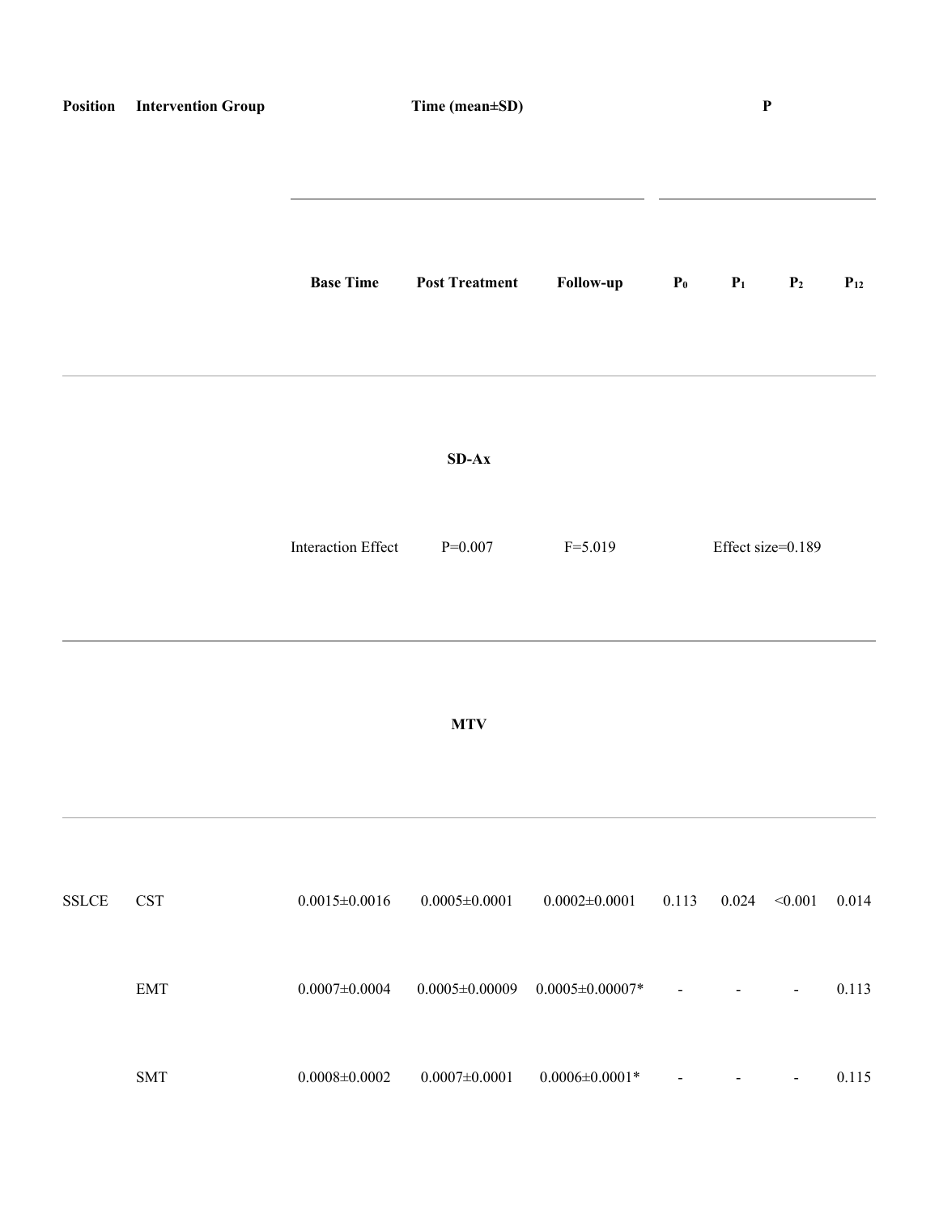| Position | Intervention Group | Time (mean±SD) | | | P | | | |
|---|---|---|---|---|---|---|---|---|
| | | Base Time | Post Treatment | Follow-up | $P_0$ | $P_1$ | $P_2$ | $P_{12}$ |
| | | | SD-Ax | | | | | |
| | | Interaction Effect | P=0.007 | F=5.019 | | Effect size=0.189 | | |
| | | | MTV | | | | | |
| SSLCE | CST | 0.0015±0.0016 | 0.0005±0.0001 | 0.0002±0.0001 | 0.113 | 0.024 | <0.001 | 0.014 |
| | EMT | 0.0007±0.0004 | 0.0005±0.00009 | 0.0005±0.00007* | - | - | - | 0.113 |
| | SMT | 0.0008±0.0002 | 0.0007±0.0001 | 0.0006±0.0001* | - | - | - | 0.115 |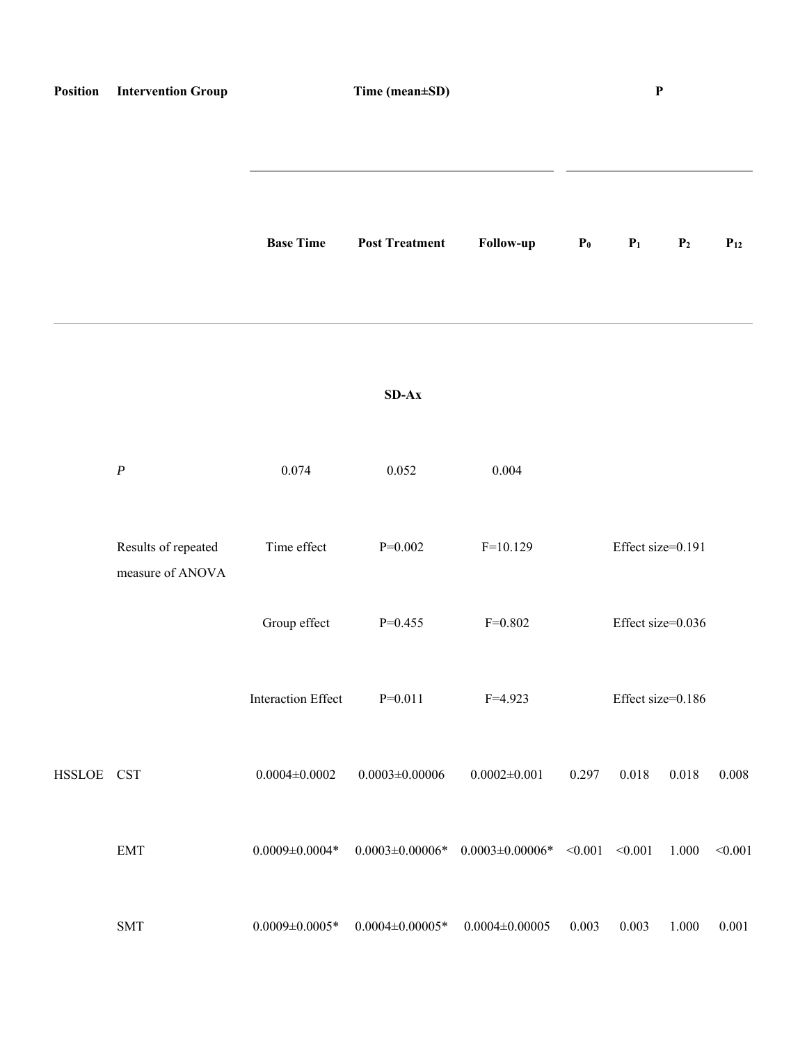| Position | Intervention Group | Time (mean±SD) | | | P | | | |
|---|---|---|---|---|---|---|---|---|
| | | Base Time | Post Treatment | Follow-up | $P_0$ | $P_1$ | $P_2$ | $P_{12}$ |
| | | | **SD-Ax** | | | | | |
| | *P* | 0.074 | 0.052 | 0.004 | | | | |
| | Results of repeated measure of ANOVA | Time effect | P=0.002 | F=10.129 | | Effect size=0.191 | | |
| | | Group effect | P=0.455 | F=0.802 | | Effect size=0.036 | | |
| | | Interaction Effect | P=0.011 | F=4.923 | | Effect size=0.186 | | |
| HSSLOE | CST | 0.0004±0.0002 | 0.0003±0.00006 | 0.0002±0.001 | 0.297 | 0.018 | 0.018 | 0.008 |
| | EMT | 0.0009±0.0004* | 0.0003±0.00006* | 0.0003±0.00006* | <0.001 | <0.001 | 1.000 | <0.001 |
| | SMT | 0.0009±0.0005* | 0.0004±0.00005* | 0.0004±0.00005 | 0.003 | 0.003 | 1.000 | 0.001 |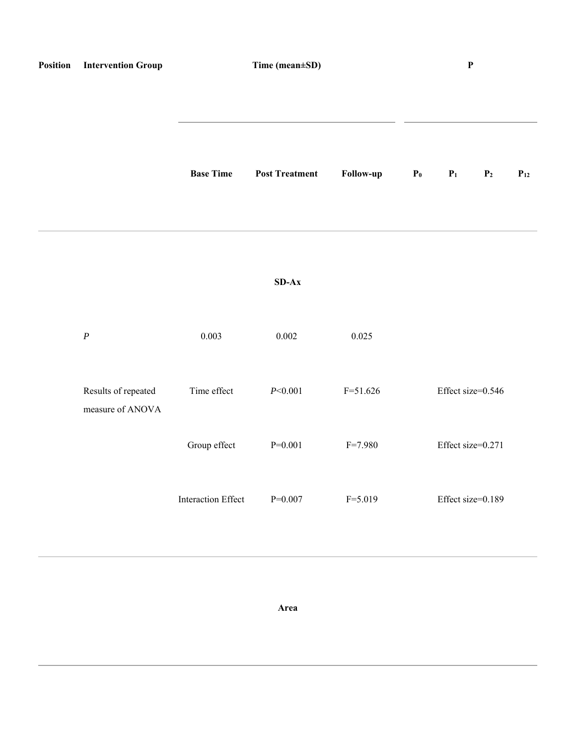| Position | Intervention Group | Time (mean±SD) | | | P | | | |
|---|---|---|---|---|---|---|---|---|
| | | Base Time | Post Treatment | Follow-up | $P_0$ | $P_1$ | $P_2$ | $P_{12}$ |
| | | | SD-Ax | | | | | |
| | *P* | 0.003 | 0.002 | 0.025 | | | | |
| | Results of repeated measure of ANOVA | Time effect | *P*<0.001 | F=51.626 | | Effect size=0.546 | | |
| | | Group effect | P=0.001 | F=7.980 | | Effect size=0.271 | | |
| | | Interaction Effect | P=0.007 | F=5.019 | | Effect size=0.189 | | |
| | | | Area | | | | | |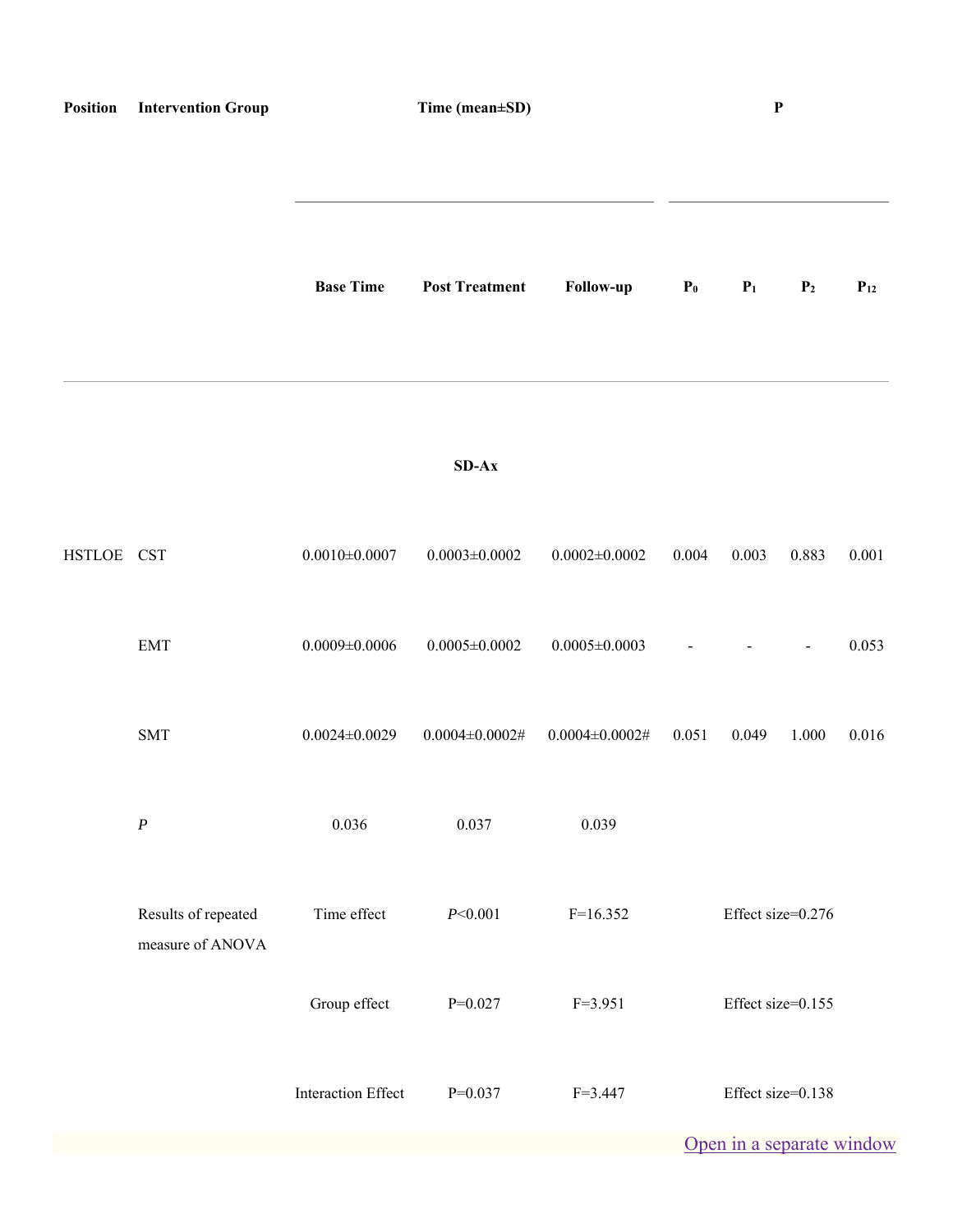| Position | Intervention Group | Time (mean±SD) | | | P | | | |
|---|---|---|---|---|---|---|---|---|
| | | Base Time | Post Treatment | Follow-up | $P_0$ | $P_1$ | $P_2$ | $P_{12}$ |
| | | | SD-Ax | | | | | |
| HSTLOE | CST | 0.0010±0.0007 | 0.0003±0.0002 | 0.0002±0.0002 | 0.004 | 0.003 | 0.883 | 0.001 |
| | EMT | 0.0009±0.0006 | 0.0005±0.0002 | 0.0005±0.0003 | - | - | - | 0.053 |
| | SMT | 0.0024±0.0029 | 0.0004±0.0002# | 0.0004±0.0002# | 0.051 | 0.049 | 1.000 | 0.016 |
| | *P* | 0.036 | 0.037 | 0.039 | | | | |
| | Results of repeated measure of ANOVA | Time effect | *P*<0.001 | F=16.352 | | Effect size=0.276 | | |
| | | Group effect | P=0.027 | F=3.951 | | Effect size=0.155 | | |
| | | Interaction Effect | P=0.037 | F=3.447 | | Effect size=0.138 | | |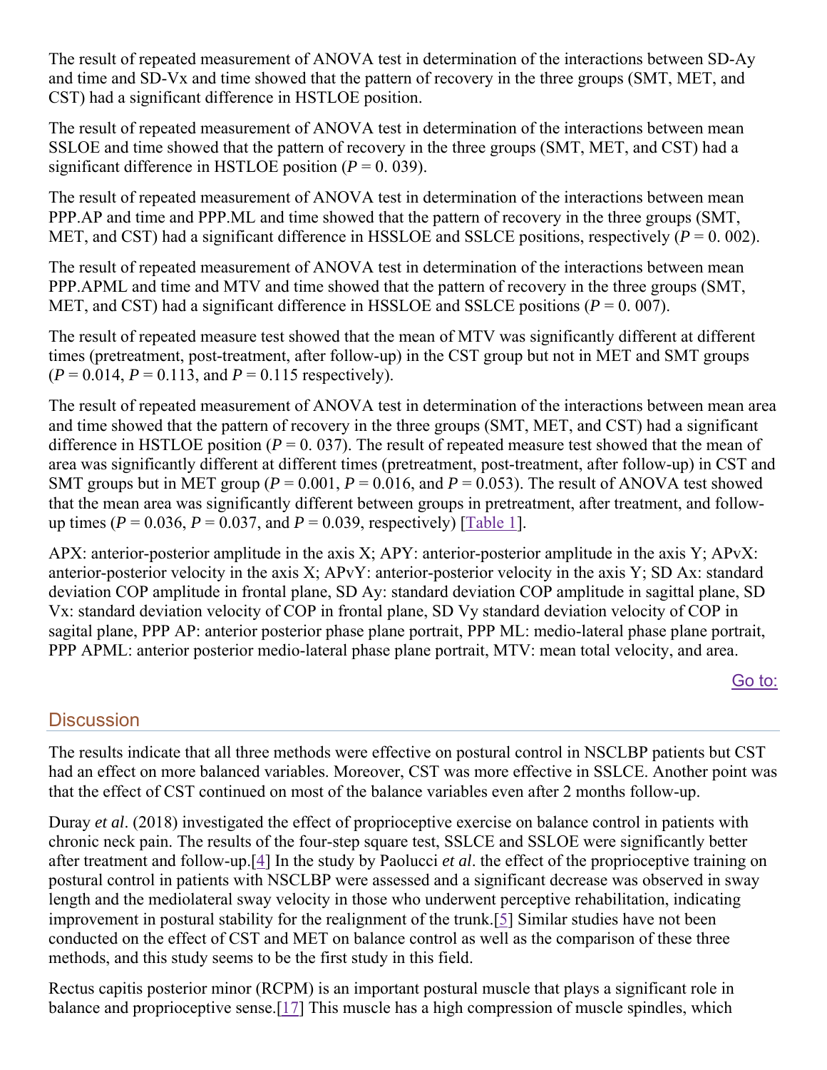The result of repeated measurement of ANOVA test in determination of the interactions between SD-Ay and time and SD-Vx and time showed that the pattern of recovery in the three groups (SMT, MET, and CST) had a significant difference in HSTLOE position.

The result of repeated measurement of ANOVA test in determination of the interactions between mean SSLOE and time showed that the pattern of recovery in the three groups (SMT, MET, and CST) had a significant difference in HSTLOE position (*P* = 0. 039).

The result of repeated measurement of ANOVA test in determination of the interactions between mean PPP.AP and time and PPP.ML and time showed that the pattern of recovery in the three groups (SMT, MET, and CST) had a significant difference in HSSLOE and SSLCE positions, respectively (*P* = 0. 002).

The result of repeated measurement of ANOVA test in determination of the interactions between mean PPP.APML and time and MTV and time showed that the pattern of recovery in the three groups (SMT, MET, and CST) had a significant difference in HSSLOE and SSLCE positions (*P* = 0. 007).

The result of repeated measure test showed that the mean of MTV was significantly different at different times (pretreatment, post-treatment, after follow-up) in the CST group but not in MET and SMT groups (*P* = 0.014, *P* = 0.113, and *P* = 0.115 respectively).

The result of repeated measurement of ANOVA test in determination of the interactions between mean area and time showed that the pattern of recovery in the three groups (SMT, MET, and CST) had a significant difference in HSTLOE position (*P* = 0. 037). The result of repeated measure test showed that the mean of area was significantly different at different times (pretreatment, post-treatment, after follow-up) in CST and SMT groups but in MET group (*P* = 0.001, *P* = 0.016, and *P* = 0.053). The result of ANOVA test showed that the mean area was significantly different between groups in pretreatment, after treatment, and follow-up times (*P* = 0.036, *P* = 0.037, and *P* = 0.039, respectively) [Table 1].

APX: anterior-posterior amplitude in the axis X; APY: anterior-posterior amplitude in the axis Y; APvX: anterior-posterior velocity in the axis X; APvY: anterior-posterior velocity in the axis Y; SD Ax: standard deviation COP amplitude in frontal plane, SD Ay: standard deviation COP amplitude in sagittal plane, SD Vx: standard deviation velocity of COP in frontal plane, SD Vy standard deviation velocity of COP in sagital plane, PPP AP: anterior posterior phase plane portrait, PPP ML: medio-lateral phase plane portrait, PPP APML: anterior posterior medio-lateral phase plane portrait, MTV: mean total velocity, and area.

## Discussion

The results indicate that all three methods were effective on postural control in NSCLBP patients but CST had an effect on more balanced variables. Moreover, CST was more effective in SSLCE. Another point was that the effect of CST continued on most of the balance variables even after 2 months follow-up.

Duray *et al*. (2018) investigated the effect of proprioceptive exercise on balance control in patients with chronic neck pain. The results of the four-step square test, SSLCE and SSLOE were significantly better after treatment and follow-up.[4] In the study by Paolucci *et al*. the effect of the proprioceptive training on postural control in patients with NSCLBP were assessed and a significant decrease was observed in sway length and the mediolateral sway velocity in those who underwent perceptive rehabilitation, indicating improvement in postural stability for the realignment of the trunk.[5] Similar studies have not been conducted on the effect of CST and MET on balance control as well as the comparison of these three methods, and this study seems to be the first study in this field.

Rectus capitis posterior minor (RCPM) is an important postural muscle that plays a significant role in balance and proprioceptive sense.[17] This muscle has a high compression of muscle spindles, which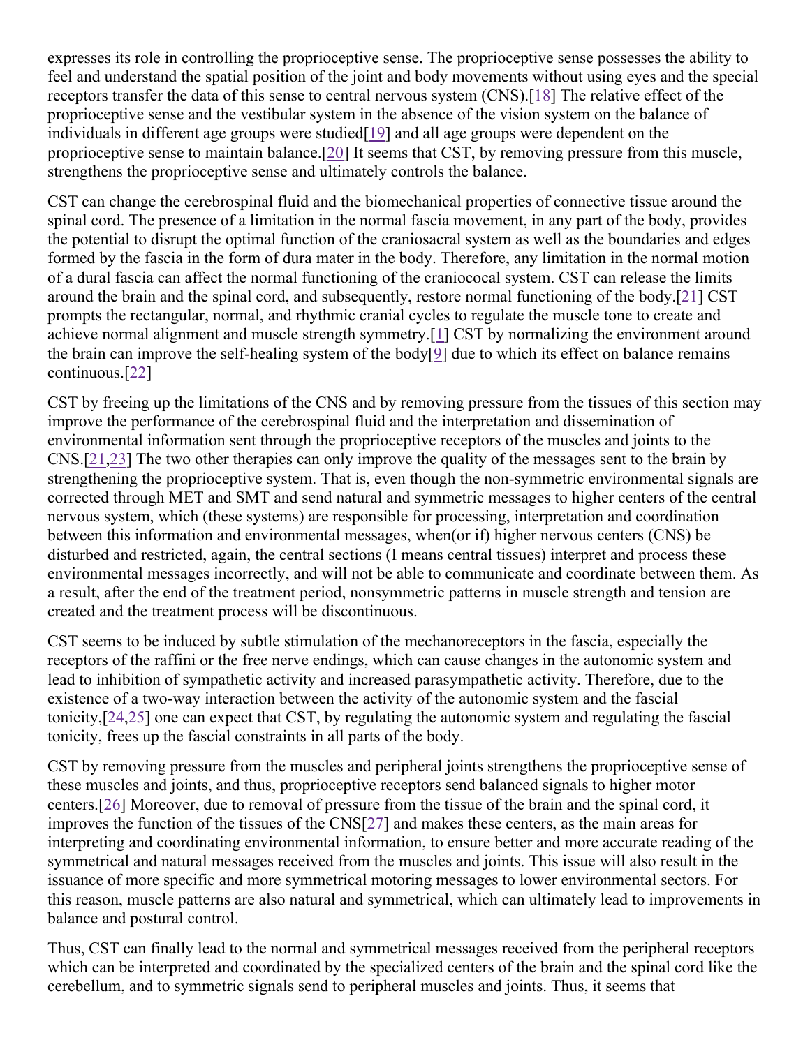expresses its role in controlling the proprioceptive sense. The proprioceptive sense possesses the ability to feel and understand the spatial position of the joint and body movements without using eyes and the special receptors transfer the data of this sense to central nervous system (CNS).[18] The relative effect of the proprioceptive sense and the vestibular system in the absence of the vision system on the balance of individuals in different age groups were studied[19] and all age groups were dependent on the proprioceptive sense to maintain balance.[20] It seems that CST, by removing pressure from this muscle, strengthens the proprioceptive sense and ultimately controls the balance.

CST can change the cerebrospinal fluid and the biomechanical properties of connective tissue around the spinal cord. The presence of a limitation in the normal fascia movement, in any part of the body, provides the potential to disrupt the optimal function of the craniosacral system as well as the boundaries and edges formed by the fascia in the form of dura mater in the body. Therefore, any limitation in the normal motion of a dural fascia can affect the normal functioning of the craniococal system. CST can release the limits around the brain and the spinal cord, and subsequently, restore normal functioning of the body.[21] CST prompts the rectangular, normal, and rhythmic cranial cycles to regulate the muscle tone to create and achieve normal alignment and muscle strength symmetry.[1] CST by normalizing the environment around the brain can improve the self-healing system of the body[9] due to which its effect on balance remains continuous.[22]

CST by freeing up the limitations of the CNS and by removing pressure from the tissues of this section may improve the performance of the cerebrospinal fluid and the interpretation and dissemination of environmental information sent through the proprioceptive receptors of the muscles and joints to the CNS.[21,23] The two other therapies can only improve the quality of the messages sent to the brain by strengthening the proprioceptive system. That is, even though the non-symmetric environmental signals are corrected through MET and SMT and send natural and symmetric messages to higher centers of the central nervous system, which (these systems) are responsible for processing, interpretation and coordination between this information and environmental messages, when(or if) higher nervous centers (CNS) be disturbed and restricted, again, the central sections (I means central tissues) interpret and process these environmental messages incorrectly, and will not be able to communicate and coordinate between them. As a result, after the end of the treatment period, nonsymmetric patterns in muscle strength and tension are created and the treatment process will be discontinuous.

CST seems to be induced by subtle stimulation of the mechanoreceptors in the fascia, especially the receptors of the raffini or the free nerve endings, which can cause changes in the autonomic system and lead to inhibition of sympathetic activity and increased parasympathetic activity. Therefore, due to the existence of a two-way interaction between the activity of the autonomic system and the fascial tonicity,[24,25] one can expect that CST, by regulating the autonomic system and regulating the fascial tonicity, frees up the fascial constraints in all parts of the body.

CST by removing pressure from the muscles and peripheral joints strengthens the proprioceptive sense of these muscles and joints, and thus, proprioceptive receptors send balanced signals to higher motor centers.[26] Moreover, due to removal of pressure from the tissue of the brain and the spinal cord, it improves the function of the tissues of the CNS[27] and makes these centers, as the main areas for interpreting and coordinating environmental information, to ensure better and more accurate reading of the symmetrical and natural messages received from the muscles and joints. This issue will also result in the issuance of more specific and more symmetrical motoring messages to lower environmental sectors. For this reason, muscle patterns are also natural and symmetrical, which can ultimately lead to improvements in balance and postural control.

Thus, CST can finally lead to the normal and symmetrical messages received from the peripheral receptors which can be interpreted and coordinated by the specialized centers of the brain and the spinal cord like the cerebellum, and to symmetric signals send to peripheral muscles and joints. Thus, it seems that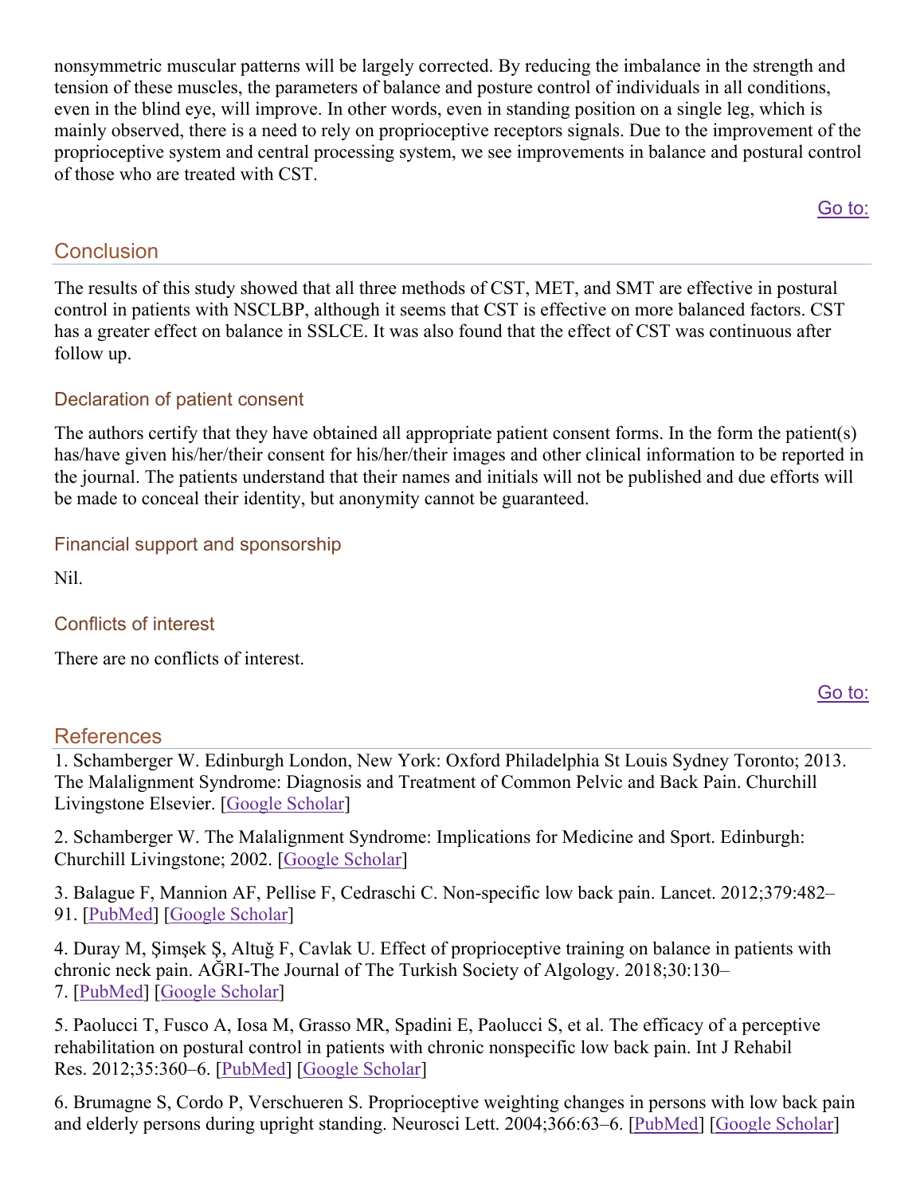nonsymmetric muscular patterns will be largely corrected. By reducing the imbalance in the strength and tension of these muscles, the parameters of balance and posture control of individuals in all conditions, even in the blind eye, will improve. In other words, even in standing position on a single leg, which is mainly observed, there is a need to rely on proprioceptive receptors signals. Due to the improvement of the proprioceptive system and central processing system, we see improvements in balance and postural control of those who are treated with CST.

## Conclusion

The results of this study showed that all three methods of CST, MET, and SMT are effective in postural control in patients with NSCLBP, although it seems that CST is effective on more balanced factors. CST has a greater effect on balance in SSLCE. It was also found that the effect of CST was continuous after follow up.

### Declaration of patient consent

The authors certify that they have obtained all appropriate patient consent forms. In the form the patient(s) has/have given his/her/their consent for his/her/their images and other clinical information to be reported in the journal. The patients understand that their names and initials will not be published and due efforts will be made to conceal their identity, but anonymity cannot be guaranteed.

### Financial support and sponsorship

Nil.

### Conflicts of interest

There are no conflicts of interest.

## References

1. Schamberger W. Edinburgh London, New York: Oxford Philadelphia St Louis Sydney Toronto; 2013. The Malalignment Syndrome: Diagnosis and Treatment of Common Pelvic and Back Pain. Churchill Livingstone Elsevier. [Google Scholar]

2. Schamberger W. The Malalignment Syndrome: Implications for Medicine and Sport. Edinburgh: Churchill Livingstone; 2002. [Google Scholar]

3. Balague F, Mannion AF, Pellise F, Cedraschi C. Non-specific low back pain. Lancet. 2012;379:482–91. [PubMed] [Google Scholar]

4. Duray M, Şimşek Ş, Altuğ F, Cavlak U. Effect of proprioceptive training on balance in patients with chronic neck pain. AĞRI-The Journal of The Turkish Society of Algology. 2018;30:130–7. [PubMed] [Google Scholar]

5. Paolucci T, Fusco A, Iosa M, Grasso MR, Spadini E, Paolucci S, et al. The efficacy of a perceptive rehabilitation on postural control in patients with chronic nonspecific low back pain. Int J Rehabil Res. 2012;35:360–6. [PubMed] [Google Scholar]

6. Brumagne S, Cordo P, Verschueren S. Proprioceptive weighting changes in persons with low back pain and elderly persons during upright standing. Neurosci Lett. 2004;366:63–6. [PubMed] [Google Scholar]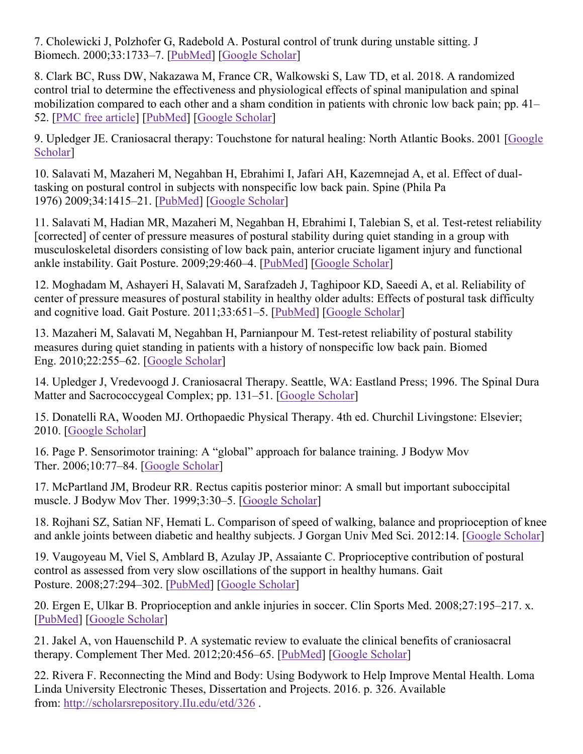7. Cholewicki J, Polzhofer G, Radebold A. Postural control of trunk during unstable sitting. J Biomech. 2000;33:1733–7. [PubMed] [Google Scholar]

8. Clark BC, Russ DW, Nakazawa M, France CR, Walkowski S, Law TD, et al. 2018. A randomized control trial to determine the effectiveness and physiological effects of spinal manipulation and spinal mobilization compared to each other and a sham condition in patients with chronic low back pain; pp. 41–52. [PMC free article] [PubMed] [Google Scholar]

9. Upledger JE. Craniosacral therapy: Touchstone for natural healing: North Atlantic Books. 2001 [Google Scholar]

10. Salavati M, Mazaheri M, Negahban H, Ebrahimi I, Jafari AH, Kazemnejad A, et al. Effect of dual-tasking on postural control in subjects with nonspecific low back pain. Spine (Phila Pa 1976) 2009;34:1415–21. [PubMed] [Google Scholar]

11. Salavati M, Hadian MR, Mazaheri M, Negahban H, Ebrahimi I, Talebian S, et al. Test-retest reliability [corrected] of center of pressure measures of postural stability during quiet standing in a group with musculoskeletal disorders consisting of low back pain, anterior cruciate ligament injury and functional ankle instability. Gait Posture. 2009;29:460–4. [PubMed] [Google Scholar]

12. Moghadam M, Ashayeri H, Salavati M, Sarafzadeh J, Taghipoor KD, Saeedi A, et al. Reliability of center of pressure measures of postural stability in healthy older adults: Effects of postural task difficulty and cognitive load. Gait Posture. 2011;33:651–5. [PubMed] [Google Scholar]

13. Mazaheri M, Salavati M, Negahban H, Parnianpour M. Test-retest reliability of postural stability measures during quiet standing in patients with a history of nonspecific low back pain. Biomed Eng. 2010;22:255–62. [Google Scholar]

14. Upledger J, Vredevoogd J. Craniosacral Therapy. Seattle, WA: Eastland Press; 1996. The Spinal Dura Matter and Sacrococcygeal Complex; pp. 131–51. [Google Scholar]

15. Donatelli RA, Wooden MJ. Orthopaedic Physical Therapy. 4th ed. Churchil Livingstone: Elsevier; 2010. [Google Scholar]

16. Page P. Sensorimotor training: A "global" approach for balance training. J Bodyw Mov Ther. 2006;10:77–84. [Google Scholar]

17. McPartland JM, Brodeur RR. Rectus capitis posterior minor: A small but important suboccipital muscle. J Bodyw Mov Ther. 1999;3:30–5. [Google Scholar]

18. Rojhani SZ, Satian NF, Hemati L. Comparison of speed of walking, balance and proprioception of knee and ankle joints between diabetic and healthy subjects. J Gorgan Univ Med Sci. 2012:14. [Google Scholar]

19. Vaugoyeau M, Viel S, Amblard B, Azulay JP, Assaiante C. Proprioceptive contribution of postural control as assessed from very slow oscillations of the support in healthy humans. Gait Posture. 2008;27:294–302. [PubMed] [Google Scholar]

20. Ergen E, Ulkar B. Proprioception and ankle injuries in soccer. Clin Sports Med. 2008;27:195–217. x. [PubMed] [Google Scholar]

21. Jakel A, von Hauenschild P. A systematic review to evaluate the clinical benefits of craniosacral therapy. Complement Ther Med. 2012;20:456–65. [PubMed] [Google Scholar]

22. Rivera F. Reconnecting the Mind and Body: Using Bodywork to Help Improve Mental Health. Loma Linda University Electronic Theses, Dissertation and Projects. 2016. p. 326. Available from: http://scholarsrepository.IIu.edu/etd/326 .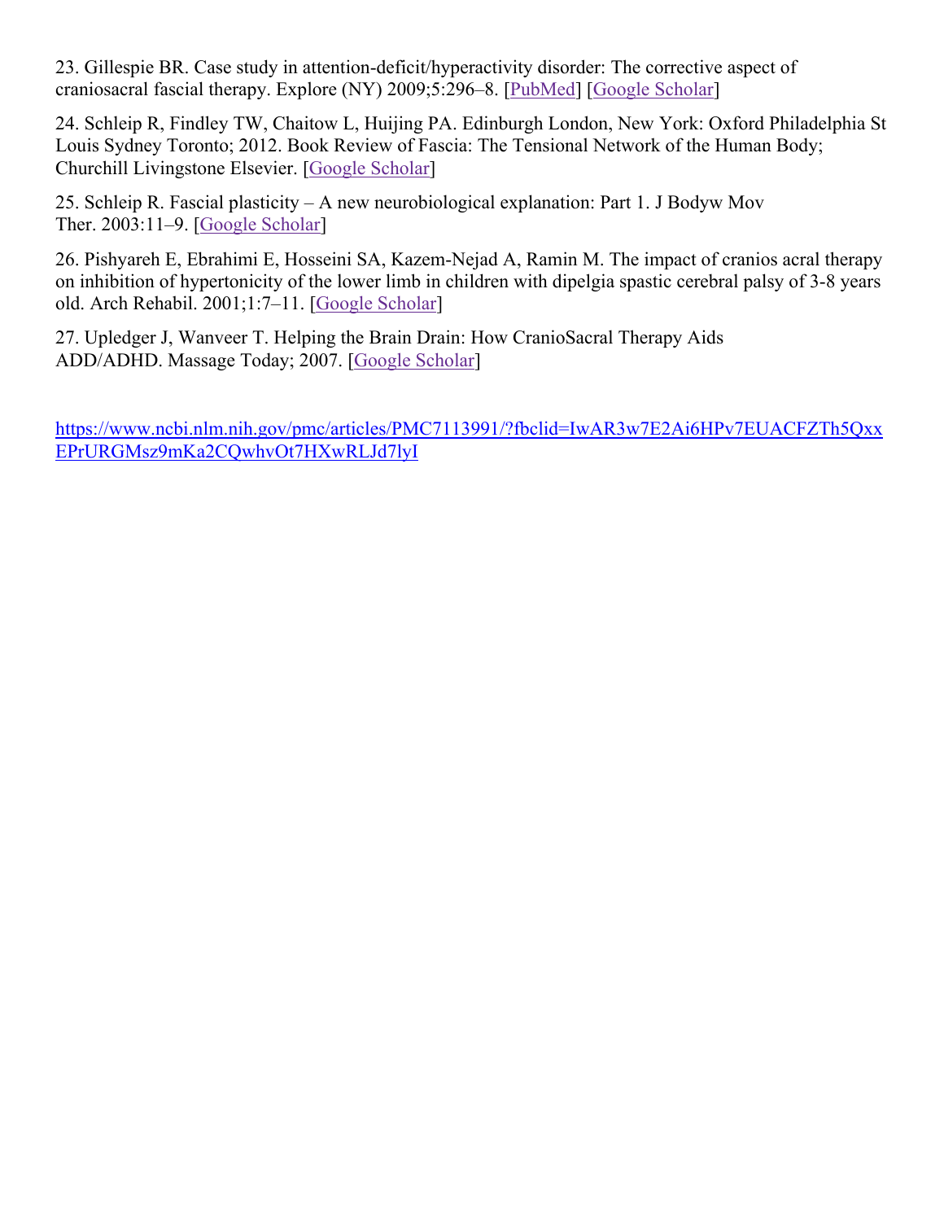23. Gillespie BR. Case study in attention-deficit/hyperactivity disorder: The corrective aspect of craniosacral fascial therapy. Explore (NY) 2009;5:296–8. [PubMed] [Google Scholar]

24. Schleip R, Findley TW, Chaitow L, Huijing PA. Edinburgh London, New York: Oxford Philadelphia St Louis Sydney Toronto; 2012. Book Review of Fascia: The Tensional Network of the Human Body; Churchill Livingstone Elsevier. [Google Scholar]

25. Schleip R. Fascial plasticity – A new neurobiological explanation: Part 1. J Bodyw Mov Ther. 2003:11–9. [Google Scholar]

26. Pishyareh E, Ebrahimi E, Hosseini SA, Kazem-Nejad A, Ramin M. The impact of cranios acral therapy on inhibition of hypertonicity of the lower limb in children with dipelgia spastic cerebral palsy of 3-8 years old. Arch Rehabil. 2001;1:7–11. [Google Scholar]

27. Upledger J, Wanveer T. Helping the Brain Drain: How CranioSacral Therapy Aids ADD/ADHD. Massage Today; 2007. [Google Scholar]

https://www.ncbi.nlm.nih.gov/pmc/articles/PMC7113991/?fbclid=IwAR3w7E2Ai6HPv7EUACFZTh5QxxEPrURGMsz9mKa2CQwhvOt7HXwRLJd7lyI